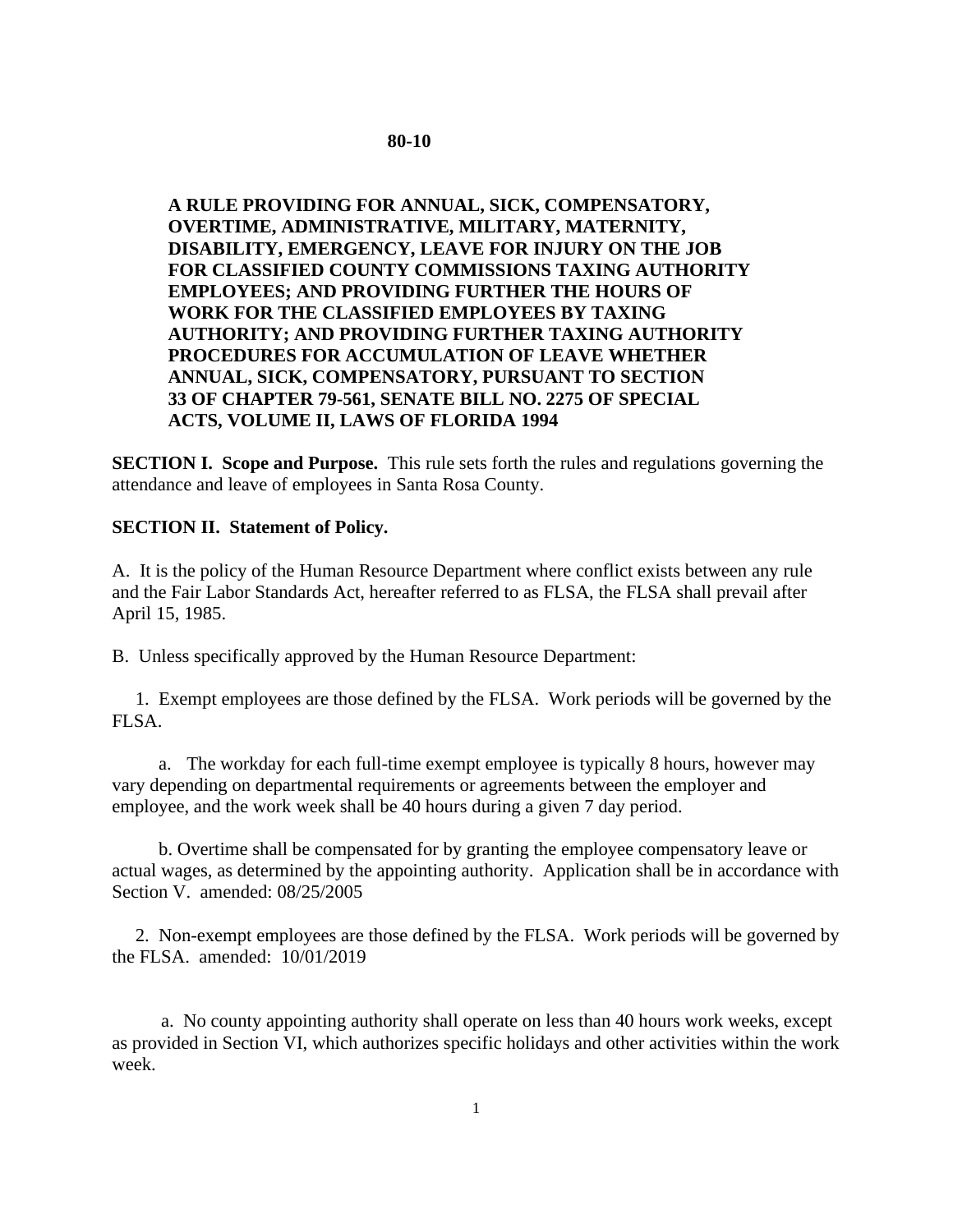# 80-10

**A RULE PROVIDING FOR ANNUAL, SICK, COMPENSATORY, OVERTIME, ADMINISTRATIVE, MILITARY, MATERNITY, DISABILITY, EMERGENCY, LEAVE FOR INJURY ON THE JOB FOR CLASSIFIED COUNTY COMMISSIONS TAXING AUTHORITY EMPLOYEES; AND PROVIDING FURTHER THE HOURS OF WORK FOR THE CLASSIFIED EMPLOYEES BY TAXING AUTHORITY; AND PROVIDING FURTHER TAXING AUTHORITY PROCEDURES FOR ACCUMULATION OF LEAVE WHETHER ANNUAL, SICK, COMPENSATORY, PURSUANT TO SECTION 33 OF CHAPTER 79-561, SENATE BILL NO. 2275 OF SPECIAL ACTS, VOLUME II, LAWS OF FLORIDA 1994**

**SECTION I. Scope and Purpose.** This rule sets forth the rules and regulations governing the attendance and leave of employees in Santa Rosa County.

**SECTION II. Statement of Policy.**

A. It is the policy of the Human Resource Department where conflict exists between any rule and the Fair Labor Standards Act, hereafter referred to as FLSA, the FLSA shall prevail after April 15, 1985.

B. Unless specifically approved by the Human Resource Department:

1. Exempt employees are those defined by the FLSA. Work periods will be governed by the FLSA.

a. The workday for each full-time exempt employee is typically 8 hours, however may vary depending on departmental requirements or agreements between the employer and employee, and the work week shall be 40 hours during a given 7 day period.

b. Overtime shall be compensated for by granting the employee compensatory leave or actual wages, as determined by the appointing authority. Application shall be in accordance with Section V. amended: 08/25/2005

2. Non-exempt employees are those defined by the FLSA. Work periods will be governed by the FLSA. amended: 10/01/2019

a. No county appointing authority shall operate on less than 40 hours work weeks, except as provided in Section VI, which authorizes specific holidays and other activities within the work week.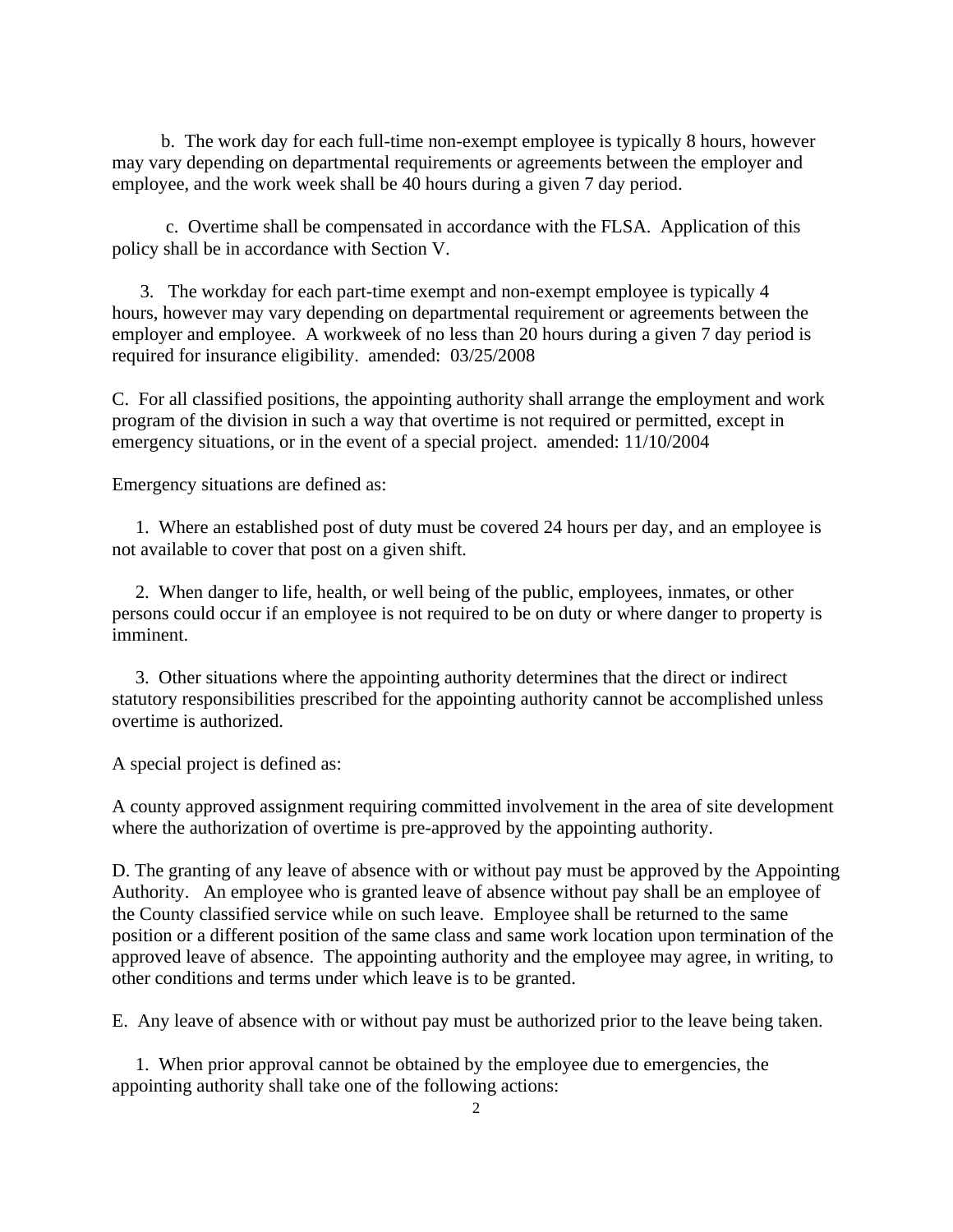b. The work day for each full-time non-exempt employee is typically 8 hours, however may vary depending on departmental requirements or agreements between the employer and employee, and the work week shall be 40 hours during a given 7 day period.

c. Overtime shall be compensated in accordance with the FLSA. Application of this policy shall be in accordance with Section V.

3. The workday for each part-time exempt and non-exempt employee is typically 4 hours, however may vary depending on departmental requirement or agreements between the employer and employee. A workweek of no less than 20 hours during a given 7 day period is required for insurance eligibility. amended: 03/25/2008

C. For all classified positions, the appointing authority shall arrange the employment and work program of the division in such a way that overtime is not required or permitted, except in emergency situations, or in the event of a special project. amended: 11/10/2004

Emergency situations are defined as:

1. Where an established post of duty must be covered 24 hours per day, and an employee is not available to cover that post on a given shift.

2. When danger to life, health, or well being of the public, employees, inmates, or other persons could occur if an employee is not required to be on duty or where danger to property is imminent.

3. Other situations where the appointing authority determines that the direct or indirect statutory responsibilities prescribed for the appointing authority cannot be accomplished unless overtime is authorized.

A special project is defined as:

A county approved assignment requiring committed involvement in the area of site development where the authorization of overtime is pre-approved by the appointing authority.

D. The granting of any leave of absence with or without pay must be approved by the Appointing Authority. An employee who is granted leave of absence without pay shall be an employee of the County classified service while on such leave. Employee shall be returned to the same position or a different position of the same class and same work location upon termination of the approved leave of absence. The appointing authority and the employee may agree, in writing, to other conditions and terms under which leave is to be granted.

E. Any leave of absence with or without pay must be authorized prior to the leave being taken.

1. When prior approval cannot be obtained by the employee due to emergencies, the appointing authority shall take one of the following actions: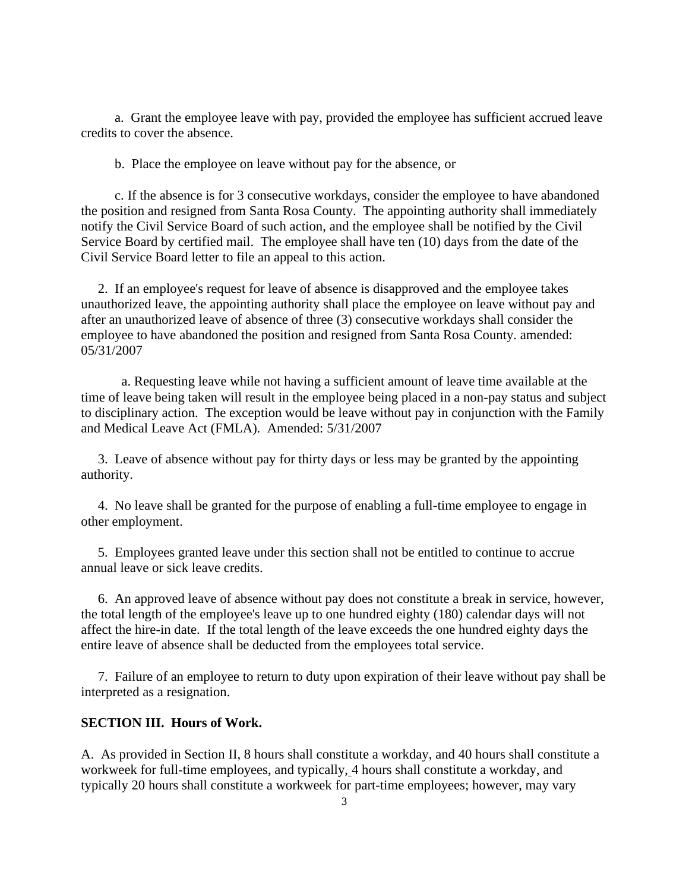a. Grant the employee leave with pay, provided the employee has sufficient accrued leave credits to cover the absence.

b. Place the employee on leave without pay for the absence, or

c. If the absence is for 3 consecutive workdays, consider the employee to have abandoned the position and resigned from Santa Rosa County. The appointing authority shall immediately notify the Civil Service Board of such action, and the employee shall be notified by the Civil Service Board by certified mail. The employee shall have ten (10) days from the date of the Civil Service Board letter to file an appeal to this action.

2. If an employee's request for leave of absence is disapproved and the employee takes unauthorized leave, the appointing authority shall place the employee on leave without pay and after an unauthorized leave of absence of three (3) consecutive workdays shall consider the employee to have abandoned the position and resigned from Santa Rosa County. amended: 05/31/2007

a. Requesting leave while not having a sufficient amount of leave time available at the time of leave being taken will result in the employee being placed in a non-pay status and subject to disciplinary action. The exception would be leave without pay in conjunction with the Family and Medical Leave Act (FMLA). Amended: 5/31/2007

3. Leave of absence without pay for thirty days or less may be granted by the appointing authority.

4. No leave shall be granted for the purpose of enabling a full-time employee to engage in other employment.

5. Employees granted leave under this section shall not be entitled to continue to accrue annual leave or sick leave credits.

6. An approved leave of absence without pay does not constitute a break in service, however, the total length of the employee's leave up to one hundred eighty (180) calendar days will not affect the hire-in date. If the total length of the leave exceeds the one hundred eighty days the entire leave of absence shall be deducted from the employees total service.

7. Failure of an employee to return to duty upon expiration of their leave without pay shall be interpreted as a resignation.

**SECTION III. Hours of Work.**

A. As provided in Section II, 8 hours shall constitute a workday, and 40 hours shall constitute a workweek for full-time employees, and typically, 4 hours shall constitute a workday, and typically 20 hours shall constitute a workweek for part-time employees; however, may vary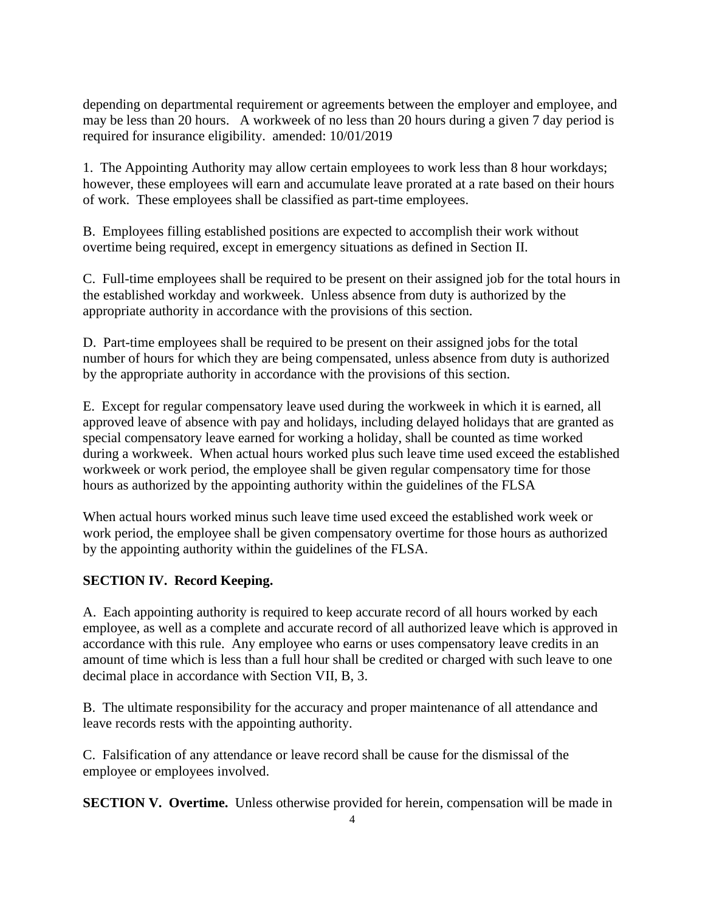depending on departmental requirement or agreements between the employer and employee, and may be less than 20 hours. A workweek of no less than 20 hours during a given 7 day period is required for insurance eligibility. amended: 10/01/2019

1. The Appointing Authority may allow certain employees to work less than 8 hour workdays; however, these employees will earn and accumulate leave prorated at a rate based on their hours of work. These employees shall be classified as part-time employees.

B. Employees filling established positions are expected to accomplish their work without overtime being required, except in emergency situations as defined in Section II.

C. Full-time employees shall be required to be present on their assigned job for the total hours in the established workday and workweek. Unless absence from duty is authorized by the appropriate authority in accordance with the provisions of this section.

D. Part-time employees shall be required to be present on their assigned jobs for the total number of hours for which they are being compensated, unless absence from duty is authorized by the appropriate authority in accordance with the provisions of this section.

E. Except for regular compensatory leave used during the workweek in which it is earned, all approved leave of absence with pay and holidays, including delayed holidays that are granted as special compensatory leave earned for working a holiday, shall be counted as time worked during a workweek. When actual hours worked plus such leave time used exceed the established workweek or work period, the employee shall be given regular compensatory time for those hours as authorized by the appointing authority within the guidelines of the FLSA

When actual hours worked minus such leave time used exceed the established work week or work period, the employee shall be given compensatory overtime for those hours as authorized by the appointing authority within the guidelines of the FLSA.

**SECTION IV. Record Keeping.**

A. Each appointing authority is required to keep accurate record of all hours worked by each employee, as well as a complete and accurate record of all authorized leave which is approved in accordance with this rule. Any employee who earns or uses compensatory leave credits in an amount of time which is less than a full hour shall be credited or charged with such leave to one decimal place in accordance with Section VII, B, 3.

B. The ultimate responsibility for the accuracy and proper maintenance of all attendance and leave records rests with the appointing authority.

C. Falsification of any attendance or leave record shall be cause for the dismissal of the employee or employees involved.

**SECTION V. Overtime.** Unless otherwise provided for herein, compensation will be made in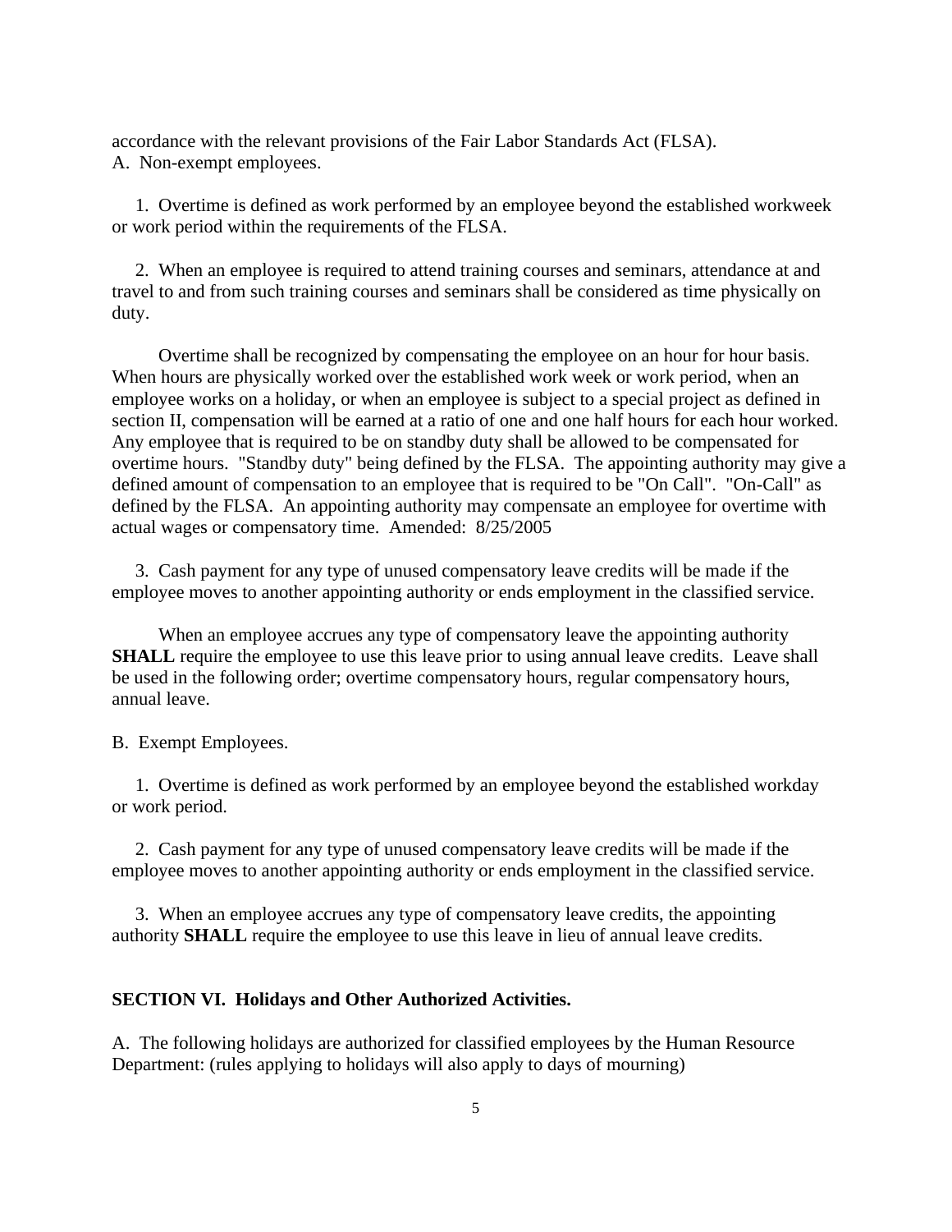accordance with the relevant provisions of the Fair Labor Standards Act (FLSA).
A. Non-exempt employees.

1. Overtime is defined as work performed by an employee beyond the established workweek or work period within the requirements of the FLSA.

2. When an employee is required to attend training courses and seminars, attendance at and travel to and from such training courses and seminars shall be considered as time physically on duty.

Overtime shall be recognized by compensating the employee on an hour for hour basis. When hours are physically worked over the established work week or work period, when an employee works on a holiday, or when an employee is subject to a special project as defined in section II, compensation will be earned at a ratio of one and one half hours for each hour worked. Any employee that is required to be on standby duty shall be allowed to be compensated for overtime hours. "Standby duty" being defined by the FLSA. The appointing authority may give a defined amount of compensation to an employee that is required to be "On Call". "On-Call" as defined by the FLSA. An appointing authority may compensate an employee for overtime with actual wages or compensatory time. Amended: 8/25/2005

3. Cash payment for any type of unused compensatory leave credits will be made if the employee moves to another appointing authority or ends employment in the classified service.

When an employee accrues any type of compensatory leave the appointing authority **SHALL** require the employee to use this leave prior to using annual leave credits. Leave shall be used in the following order; overtime compensatory hours, regular compensatory hours, annual leave.

B. Exempt Employees.

1. Overtime is defined as work performed by an employee beyond the established workday or work period.

2. Cash payment for any type of unused compensatory leave credits will be made if the employee moves to another appointing authority or ends employment in the classified service.

3. When an employee accrues any type of compensatory leave credits, the appointing authority **SHALL** require the employee to use this leave in lieu of annual leave credits.

## SECTION VI. Holidays and Other Authorized Activities.

A. The following holidays are authorized for classified employees by the Human Resource Department: (rules applying to holidays will also apply to days of mourning)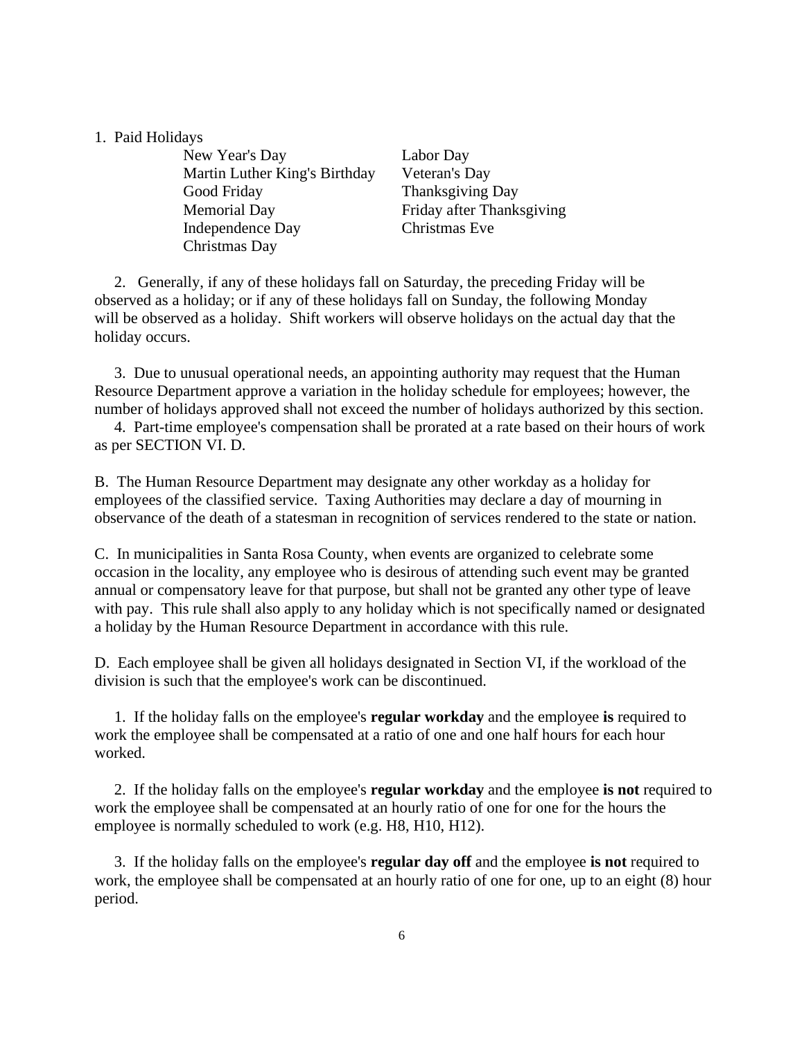1. Paid Holidays

| | |
|---|---|
| New Year's Day | Labor Day |
| Martin Luther King's Birthday | Veteran's Day |
| Good Friday | Thanksgiving Day |
| Memorial Day | Friday after Thanksgiving |
| Independence Day | Christmas Eve |
| Christmas Day | |

2. Generally, if any of these holidays fall on Saturday, the preceding Friday will be observed as a holiday; or if any of these holidays fall on Sunday, the following Monday will be observed as a holiday. Shift workers will observe holidays on the actual day that the holiday occurs.

3. Due to unusual operational needs, an appointing authority may request that the Human Resource Department approve a variation in the holiday schedule for employees; however, the number of holidays approved shall not exceed the number of holidays authorized by this section.

4. Part-time employee's compensation shall be prorated at a rate based on their hours of work as per SECTION VI. D.

B. The Human Resource Department may designate any other workday as a holiday for employees of the classified service. Taxing Authorities may declare a day of mourning in observance of the death of a statesman in recognition of services rendered to the state or nation.

C. In municipalities in Santa Rosa County, when events are organized to celebrate some occasion in the locality, any employee who is desirous of attending such event may be granted annual or compensatory leave for that purpose, but shall not be granted any other type of leave with pay. This rule shall also apply to any holiday which is not specifically named or designated a holiday by the Human Resource Department in accordance with this rule.

D. Each employee shall be given all holidays designated in Section VI, if the workload of the division is such that the employee's work can be discontinued.

1. If the holiday falls on the employee's **regular workday** and the employee **is** required to work the employee shall be compensated at a ratio of one and one half hours for each hour worked.

2. If the holiday falls on the employee's **regular workday** and the employee **is not** required to work the employee shall be compensated at an hourly ratio of one for one for the hours the employee is normally scheduled to work (e.g. H8, H10, H12).

3. If the holiday falls on the employee's **regular day off** and the employee **is not** required to work, the employee shall be compensated at an hourly ratio of one for one, up to an eight (8) hour period.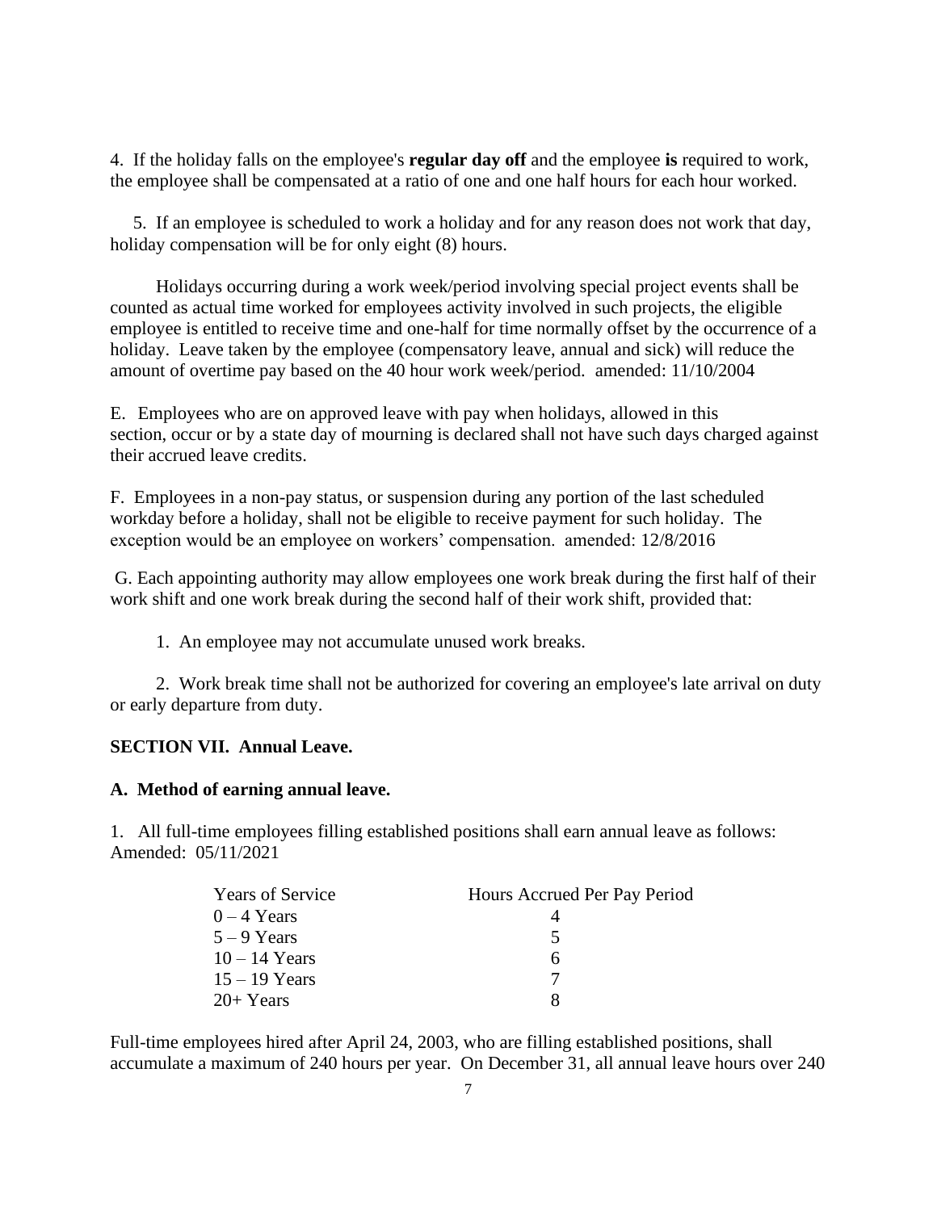4. If the holiday falls on the employee's **regular day off** and the employee **is** required to work, the employee shall be compensated at a ratio of one and one half hours for each hour worked.

5. If an employee is scheduled to work a holiday and for any reason does not work that day, holiday compensation will be for only eight (8) hours.

Holidays occurring during a work week/period involving special project events shall be counted as actual time worked for employees activity involved in such projects, the eligible employee is entitled to receive time and one-half for time normally offset by the occurrence of a holiday. Leave taken by the employee (compensatory leave, annual and sick) will reduce the amount of overtime pay based on the 40 hour work week/period. amended: 11/10/2004

E. Employees who are on approved leave with pay when holidays, allowed in this section, occur or by a state day of mourning is declared shall not have such days charged against their accrued leave credits.

F. Employees in a non-pay status, or suspension during any portion of the last scheduled workday before a holiday, shall not be eligible to receive payment for such holiday. The exception would be an employee on workers' compensation. amended: 12/8/2016

G. Each appointing authority may allow employees one work break during the first half of their work shift and one work break during the second half of their work shift, provided that:

1. An employee may not accumulate unused work breaks.

2. Work break time shall not be authorized for covering an employee's late arrival on duty or early departure from duty.

**SECTION VII. Annual Leave.**

**A. Method of earning annual leave.**

1. All full-time employees filling established positions shall earn annual leave as follows: Amended: 05/11/2021

| Years of Service | Hours Accrued Per Pay Period |
|---|---|
| 0 – 4 Years | 4 |
| 5 – 9 Years | 5 |
| 10 – 14 Years | 6 |
| 15 – 19 Years | 7 |
| 20+ Years | 8 |

Full-time employees hired after April 24, 2003, who are filling established positions, shall accumulate a maximum of 240 hours per year. On December 31, all annual leave hours over 240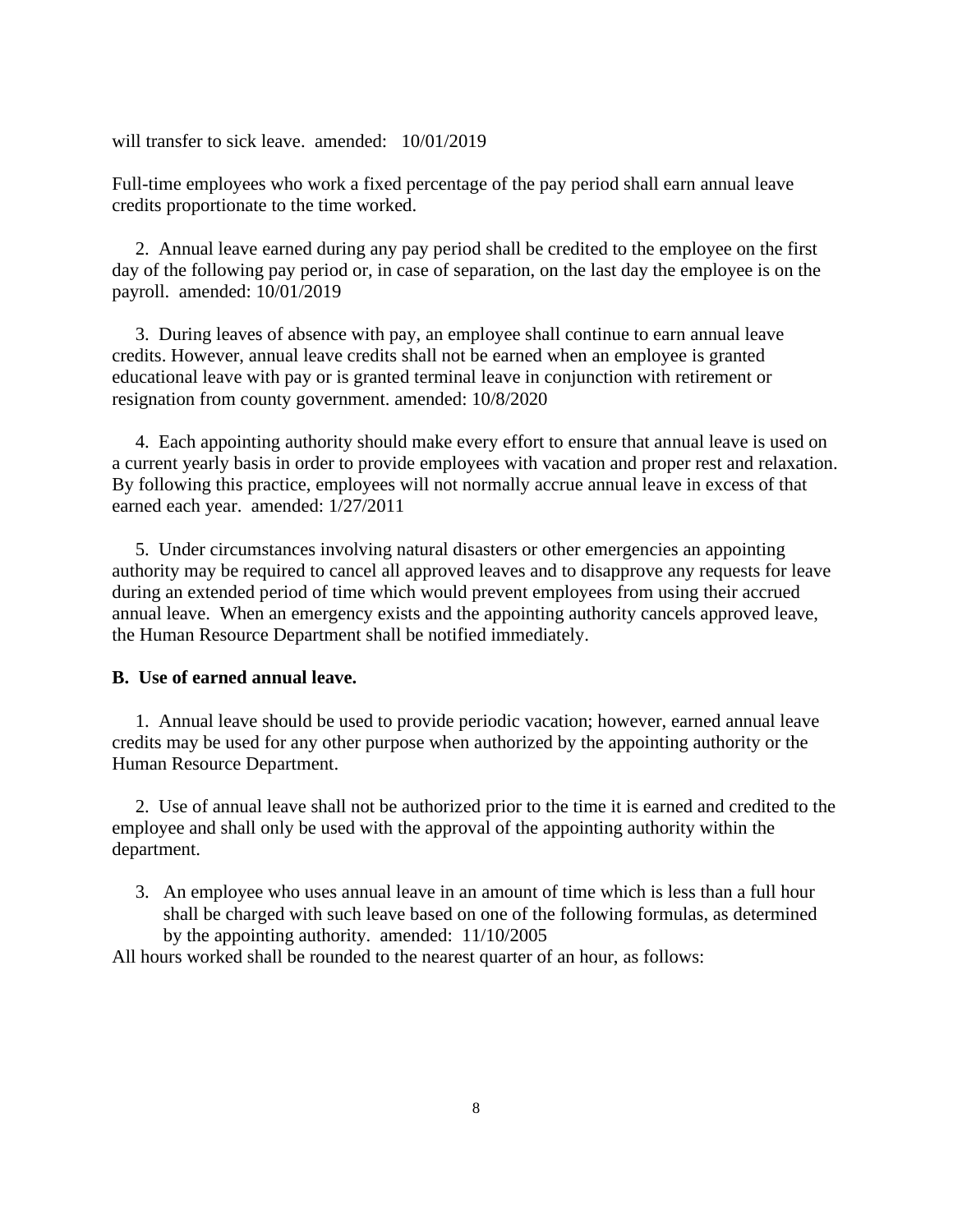will transfer to sick leave. amended: 10/01/2019

Full-time employees who work a fixed percentage of the pay period shall earn annual leave credits proportionate to the time worked.

2. Annual leave earned during any pay period shall be credited to the employee on the first day of the following pay period or, in case of separation, on the last day the employee is on the payroll. amended: 10/01/2019

3. During leaves of absence with pay, an employee shall continue to earn annual leave credits. However, annual leave credits shall not be earned when an employee is granted educational leave with pay or is granted terminal leave in conjunction with retirement or resignation from county government. amended: 10/8/2020

4. Each appointing authority should make every effort to ensure that annual leave is used on a current yearly basis in order to provide employees with vacation and proper rest and relaxation. By following this practice, employees will not normally accrue annual leave in excess of that earned each year. amended: 1/27/2011

5. Under circumstances involving natural disasters or other emergencies an appointing authority may be required to cancel all approved leaves and to disapprove any requests for leave during an extended period of time which would prevent employees from using their accrued annual leave. When an emergency exists and the appointing authority cancels approved leave, the Human Resource Department shall be notified immediately.

**B. Use of earned annual leave.**

1. Annual leave should be used to provide periodic vacation; however, earned annual leave credits may be used for any other purpose when authorized by the appointing authority or the Human Resource Department.

2. Use of annual leave shall not be authorized prior to the time it is earned and credited to the employee and shall only be used with the approval of the appointing authority within the department.

3. An employee who uses annual leave in an amount of time which is less than a full hour shall be charged with such leave based on one of the following formulas, as determined by the appointing authority. amended: 11/10/2005

All hours worked shall be rounded to the nearest quarter of an hour, as follows: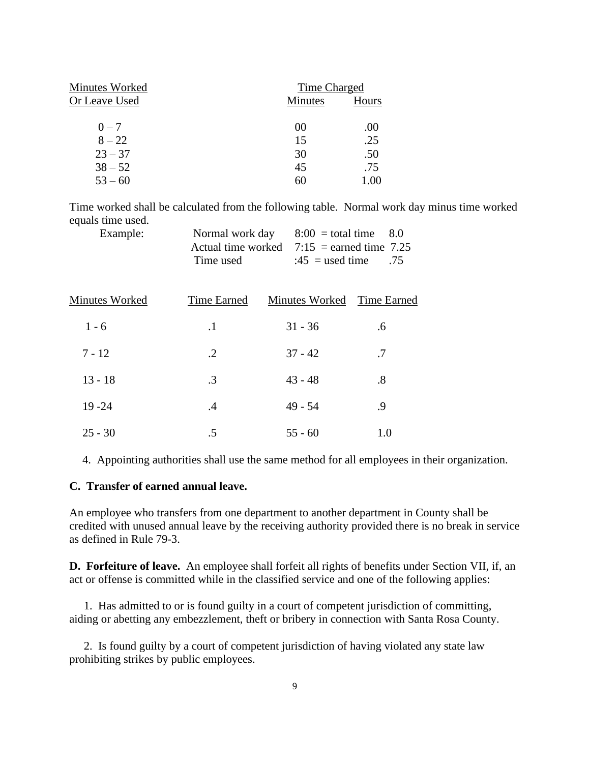| Minutes Worked Or Leave Used | Time Charged | |
|---|---|---|
| | Minutes | Hours |
| 0 – 7 | 00 | .00 |
| 8 – 22 | 15 | .25 |
| 23 – 37 | 30 | .50 |
| 38 – 52 | 45 | .75 |
| 53 – 60 | 60 | 1.00 |

Time worked shall be calculated from the following table. Normal work day minus time worked equals time used.

| Example: | | |
|---|---|---|
| Normal work day | 8:00 = total time | 8.0 |
| Actual time worked | 7:15 = earned time | 7.25 |
| Time used | :45 = used time | .75 |

| Minutes Worked | Time Earned | Minutes Worked | Time Earned |
|---|---|---|---|
| 1 - 6 | .1 | 31 - 36 | .6 |
| 7 - 12 | .2 | 37 - 42 | .7 |
| 13 - 18 | .3 | 43 - 48 | .8 |
| 19 -24 | .4 | 49 - 54 | .9 |
| 25 - 30 | .5 | 55 - 60 | 1.0 |

4. Appointing authorities shall use the same method for all employees in their organization.

**C. Transfer of earned annual leave.**

An employee who transfers from one department to another department in County shall be credited with unused annual leave by the receiving authority provided there is no break in service as defined in Rule 79-3.

**D. Forfeiture of leave.** An employee shall forfeit all rights of benefits under Section VII, if, an act or offense is committed while in the classified service and one of the following applies:

1. Has admitted to or is found guilty in a court of competent jurisdiction of committing, aiding or abetting any embezzlement, theft or bribery in connection with Santa Rosa County.

2. Is found guilty by a court of competent jurisdiction of having violated any state law prohibiting strikes by public employees.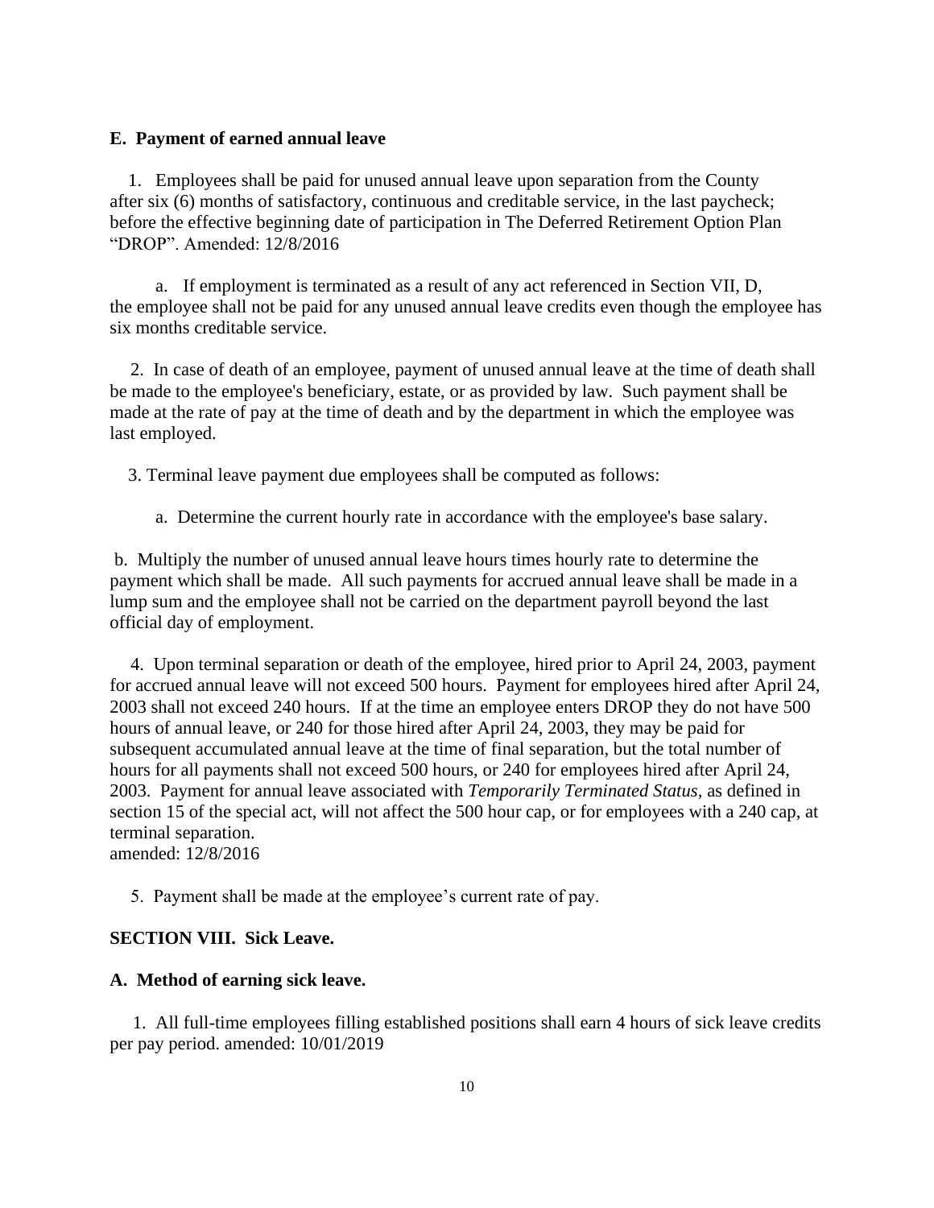**E. Payment of earned annual leave**

1. Employees shall be paid for unused annual leave upon separation from the County after six (6) months of satisfactory, continuous and creditable service, in the last paycheck; before the effective beginning date of participation in The Deferred Retirement Option Plan "DROP". Amended: 12/8/2016

a. If employment is terminated as a result of any act referenced in Section VII, D, the employee shall not be paid for any unused annual leave credits even though the employee has six months creditable service.

2. In case of death of an employee, payment of unused annual leave at the time of death shall be made to the employee's beneficiary, estate, or as provided by law. Such payment shall be made at the rate of pay at the time of death and by the department in which the employee was last employed.

3. Terminal leave payment due employees shall be computed as follows:

a. Determine the current hourly rate in accordance with the employee's base salary.

b. Multiply the number of unused annual leave hours times hourly rate to determine the payment which shall be made. All such payments for accrued annual leave shall be made in a lump sum and the employee shall not be carried on the department payroll beyond the last official day of employment.

4. Upon terminal separation or death of the employee, hired prior to April 24, 2003, payment for accrued annual leave will not exceed 500 hours. Payment for employees hired after April 24, 2003 shall not exceed 240 hours. If at the time an employee enters DROP they do not have 500 hours of annual leave, or 240 for those hired after April 24, 2003, they may be paid for subsequent accumulated annual leave at the time of final separation, but the total number of hours for all payments shall not exceed 500 hours, or 240 for employees hired after April 24, 2003. Payment for annual leave associated with *Temporarily Terminated Status,* as defined in section 15 of the special act, will not affect the 500 hour cap, or for employees with a 240 cap, at terminal separation.
amended: 12/8/2016

5. Payment shall be made at the employee's current rate of pay.

## SECTION VIII. Sick Leave.

**A. Method of earning sick leave.**

1. All full-time employees filling established positions shall earn 4 hours of sick leave credits per pay period. amended: 10/01/2019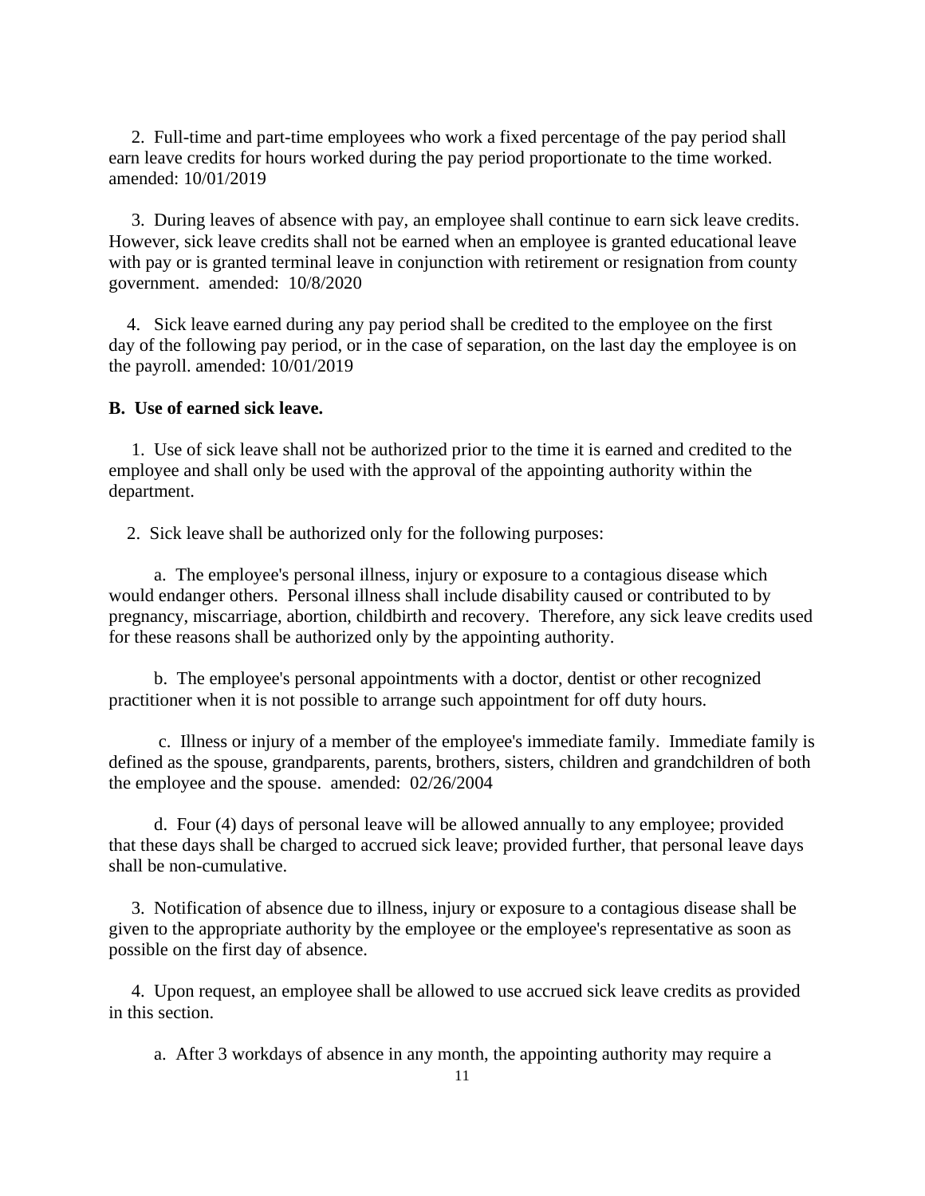2. Full-time and part-time employees who work a fixed percentage of the pay period shall earn leave credits for hours worked during the pay period proportionate to the time worked. amended: 10/01/2019

3. During leaves of absence with pay, an employee shall continue to earn sick leave credits. However, sick leave credits shall not be earned when an employee is granted educational leave with pay or is granted terminal leave in conjunction with retirement or resignation from county government. amended: 10/8/2020

4. Sick leave earned during any pay period shall be credited to the employee on the first day of the following pay period, or in the case of separation, on the last day the employee is on the payroll. amended: 10/01/2019

**B. Use of earned sick leave.**

1. Use of sick leave shall not be authorized prior to the time it is earned and credited to the employee and shall only be used with the approval of the appointing authority within the department.

2. Sick leave shall be authorized only for the following purposes:

a. The employee's personal illness, injury or exposure to a contagious disease which would endanger others. Personal illness shall include disability caused or contributed to by pregnancy, miscarriage, abortion, childbirth and recovery. Therefore, any sick leave credits used for these reasons shall be authorized only by the appointing authority.

b. The employee's personal appointments with a doctor, dentist or other recognized practitioner when it is not possible to arrange such appointment for off duty hours.

c. Illness or injury of a member of the employee's immediate family. Immediate family is defined as the spouse, grandparents, parents, brothers, sisters, children and grandchildren of both the employee and the spouse. amended: 02/26/2004

d. Four (4) days of personal leave will be allowed annually to any employee; provided that these days shall be charged to accrued sick leave; provided further, that personal leave days shall be non-cumulative.

3. Notification of absence due to illness, injury or exposure to a contagious disease shall be given to the appropriate authority by the employee or the employee's representative as soon as possible on the first day of absence.

4. Upon request, an employee shall be allowed to use accrued sick leave credits as provided in this section.

a. After 3 workdays of absence in any month, the appointing authority may require a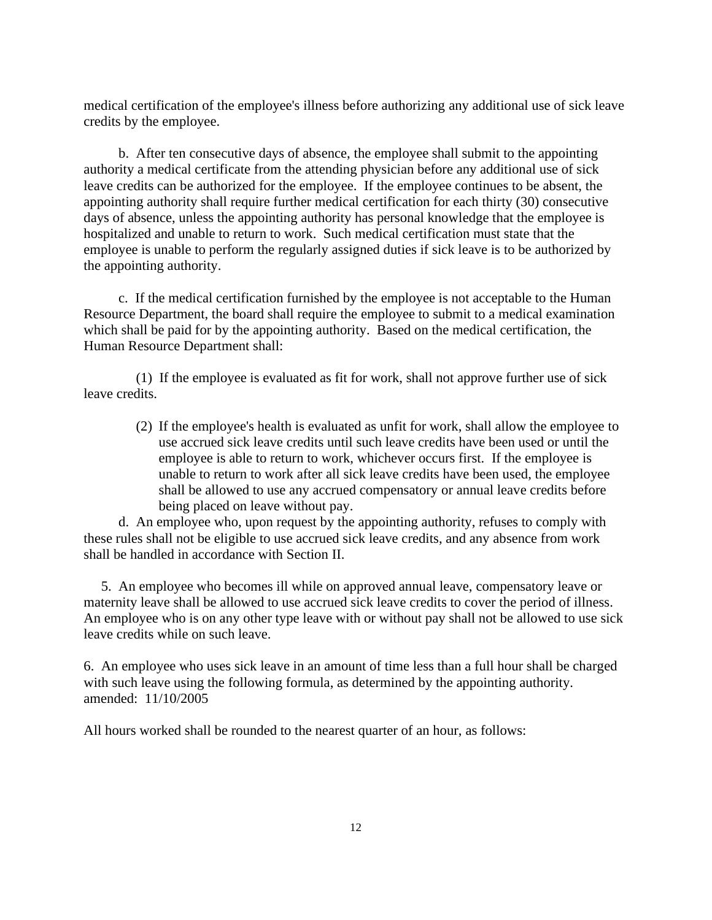medical certification of the employee's illness before authorizing any additional use of sick leave credits by the employee.

b. After ten consecutive days of absence, the employee shall submit to the appointing authority a medical certificate from the attending physician before any additional use of sick leave credits can be authorized for the employee. If the employee continues to be absent, the appointing authority shall require further medical certification for each thirty (30) consecutive days of absence, unless the appointing authority has personal knowledge that the employee is hospitalized and unable to return to work. Such medical certification must state that the employee is unable to perform the regularly assigned duties if sick leave is to be authorized by the appointing authority.

c. If the medical certification furnished by the employee is not acceptable to the Human Resource Department, the board shall require the employee to submit to a medical examination which shall be paid for by the appointing authority. Based on the medical certification, the Human Resource Department shall:

(1) If the employee is evaluated as fit for work, shall not approve further use of sick leave credits.

(2) If the employee's health is evaluated as unfit for work, shall allow the employee to use accrued sick leave credits until such leave credits have been used or until the employee is able to return to work, whichever occurs first. If the employee is unable to return to work after all sick leave credits have been used, the employee shall be allowed to use any accrued compensatory or annual leave credits before being placed on leave without pay.

d. An employee who, upon request by the appointing authority, refuses to comply with these rules shall not be eligible to use accrued sick leave credits, and any absence from work shall be handled in accordance with Section II.

5. An employee who becomes ill while on approved annual leave, compensatory leave or maternity leave shall be allowed to use accrued sick leave credits to cover the period of illness. An employee who is on any other type leave with or without pay shall not be allowed to use sick leave credits while on such leave.

6. An employee who uses sick leave in an amount of time less than a full hour shall be charged with such leave using the following formula, as determined by the appointing authority. amended: 11/10/2005

All hours worked shall be rounded to the nearest quarter of an hour, as follows: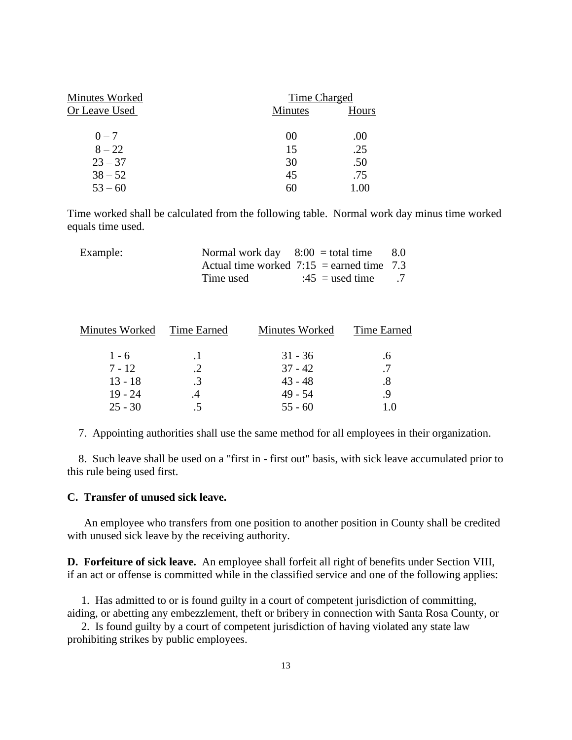| Minutes Worked Or Leave Used | Time Charged | |
|---|---|---|
| | Minutes | Hours |
| 0 – 7 | 00 | .00 |
| 8 – 22 | 15 | .25 |
| 23 – 37 | 30 | .50 |
| 38 – 52 | 45 | .75 |
| 53 – 60 | 60 | 1.00 |

Time worked shall be calculated from the following table. Normal work day minus time worked equals time used.

| Example: | | | |
|---|---|---|---|
| | Normal work day | 8:00 = total time | 8.0 |
| | Actual time worked | 7:15 = earned time | 7.3 |
| | Time used | :45 = used time | .7 |

| Minutes Worked | Time Earned | Minutes Worked | Time Earned |
|---|---|---|---|
| 1 - 6 | .1 | 31 - 36 | .6 |
| 7 - 12 | .2 | 37 - 42 | .7 |
| 13 - 18 | .3 | 43 - 48 | .8 |
| 19 - 24 | .4 | 49 - 54 | .9 |
| 25 - 30 | .5 | 55 - 60 | 1.0 |

7. Appointing authorities shall use the same method for all employees in their organization.

8. Such leave shall be used on a "first in - first out" basis, with sick leave accumulated prior to this rule being used first.

**C. Transfer of unused sick leave.**

An employee who transfers from one position to another position in County shall be credited with unused sick leave by the receiving authority.

**D. Forfeiture of sick leave.** An employee shall forfeit all right of benefits under Section VIII, if an act or offense is committed while in the classified service and one of the following applies:

1. Has admitted to or is found guilty in a court of competent jurisdiction of committing, aiding, or abetting any embezzlement, theft or bribery in connection with Santa Rosa County, or

2. Is found guilty by a court of competent jurisdiction of having violated any state law prohibiting strikes by public employees.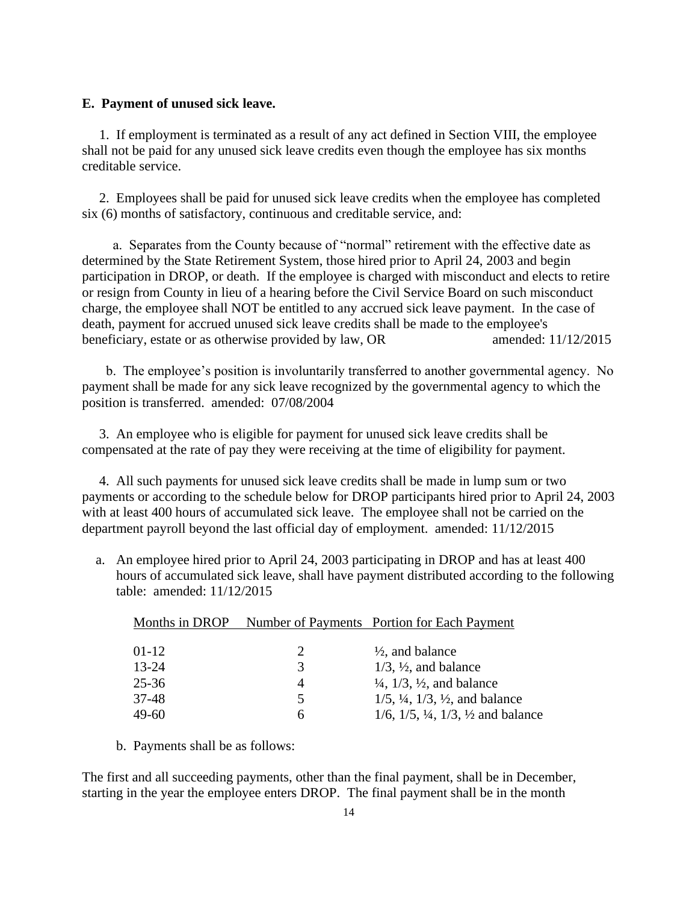**E. Payment of unused sick leave.**

1. If employment is terminated as a result of any act defined in Section VIII, the employee shall not be paid for any unused sick leave credits even though the employee has six months creditable service.

2. Employees shall be paid for unused sick leave credits when the employee has completed six (6) months of satisfactory, continuous and creditable service, and:

a. Separates from the County because of "normal" retirement with the effective date as determined by the State Retirement System, those hired prior to April 24, 2003 and begin participation in DROP, or death. If the employee is charged with misconduct and elects to retire or resign from County in lieu of a hearing before the Civil Service Board on such misconduct charge, the employee shall NOT be entitled to any accrued sick leave payment. In the case of death, payment for accrued unused sick leave credits shall be made to the employee's beneficiary, estate or as otherwise provided by law, OR amended: 11/12/2015

b. The employee's position is involuntarily transferred to another governmental agency. No payment shall be made for any sick leave recognized by the governmental agency to which the position is transferred. amended: 07/08/2004

3. An employee who is eligible for payment for unused sick leave credits shall be compensated at the rate of pay they were receiving at the time of eligibility for payment.

4. All such payments for unused sick leave credits shall be made in lump sum or two payments or according to the schedule below for DROP participants hired prior to April 24, 2003 with at least 400 hours of accumulated sick leave. The employee shall not be carried on the department payroll beyond the last official day of employment. amended: 11/12/2015

a. An employee hired prior to April 24, 2003 participating in DROP and has at least 400 hours of accumulated sick leave, shall have payment distributed according to the following table: amended: 11/12/2015

| Months in DROP | Number of Payments | Portion for Each Payment |
|---|---|---|
| 01-12 | 2 | ½, and balance |
| 13-24 | 3 | 1/3, ½, and balance |
| 25-36 | 4 | ¼, 1/3, ½, and balance |
| 37-48 | 5 | 1/5, ¼, 1/3, ½, and balance |
| 49-60 | 6 | 1/6, 1/5, ¼, 1/3, ½ and balance |

b. Payments shall be as follows:

The first and all succeeding payments, other than the final payment, shall be in December, starting in the year the employee enters DROP. The final payment shall be in the month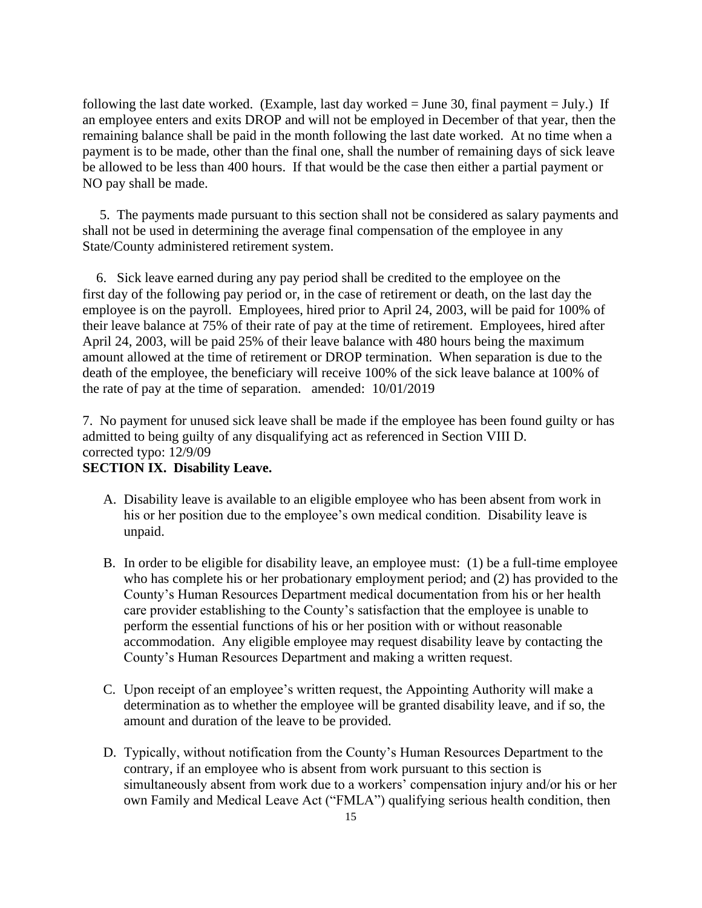following the last date worked. (Example, last day worked = June 30, final payment = July.) If an employee enters and exits DROP and will not be employed in December of that year, then the remaining balance shall be paid in the month following the last date worked. At no time when a payment is to be made, other than the final one, shall the number of remaining days of sick leave be allowed to be less than 400 hours. If that would be the case then either a partial payment or NO pay shall be made.

5. The payments made pursuant to this section shall not be considered as salary payments and shall not be used in determining the average final compensation of the employee in any State/County administered retirement system.

6. Sick leave earned during any pay period shall be credited to the employee on the first day of the following pay period or, in the case of retirement or death, on the last day the employee is on the payroll. Employees, hired prior to April 24, 2003, will be paid for 100% of their leave balance at 75% of their rate of pay at the time of retirement. Employees, hired after April 24, 2003, will be paid 25% of their leave balance with 480 hours being the maximum amount allowed at the time of retirement or DROP termination. When separation is due to the death of the employee, the beneficiary will receive 100% of the sick leave balance at 100% of the rate of pay at the time of separation. amended: 10/01/2019

7. No payment for unused sick leave shall be made if the employee has been found guilty or has admitted to being guilty of any disqualifying act as referenced in Section VIII D.
corrected typo: 12/9/09

**SECTION IX. Disability Leave.**

A. Disability leave is available to an eligible employee who has been absent from work in his or her position due to the employee's own medical condition. Disability leave is unpaid.

B. In order to be eligible for disability leave, an employee must: (1) be a full-time employee who has complete his or her probationary employment period; and (2) has provided to the County's Human Resources Department medical documentation from his or her health care provider establishing to the County's satisfaction that the employee is unable to perform the essential functions of his or her position with or without reasonable accommodation. Any eligible employee may request disability leave by contacting the County's Human Resources Department and making a written request.

C. Upon receipt of an employee's written request, the Appointing Authority will make a determination as to whether the employee will be granted disability leave, and if so, the amount and duration of the leave to be provided.

D. Typically, without notification from the County's Human Resources Department to the contrary, if an employee who is absent from work pursuant to this section is simultaneously absent from work due to a workers' compensation injury and/or his or her own Family and Medical Leave Act ("FMLA") qualifying serious health condition, then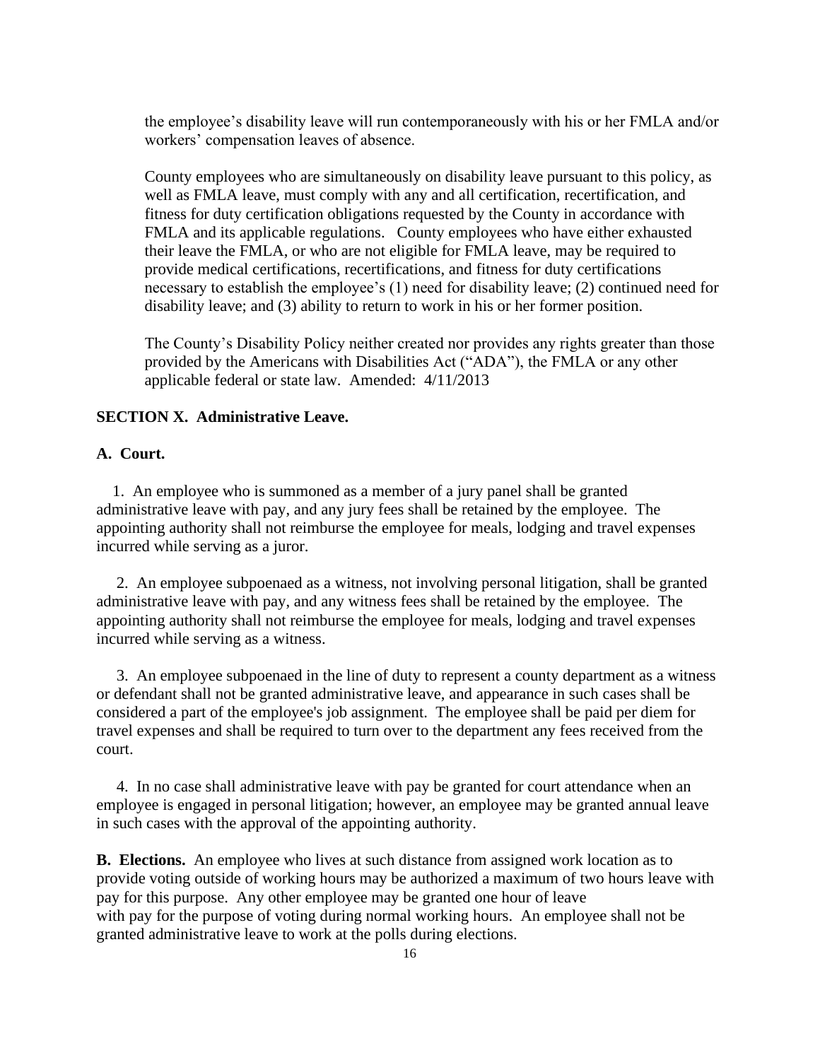the employee's disability leave will run contemporaneously with his or her FMLA and/or workers' compensation leaves of absence.

County employees who are simultaneously on disability leave pursuant to this policy, as well as FMLA leave, must comply with any and all certification, recertification, and fitness for duty certification obligations requested by the County in accordance with FMLA and its applicable regulations. County employees who have either exhausted their leave the FMLA, or who are not eligible for FMLA leave, may be required to provide medical certifications, recertifications, and fitness for duty certifications necessary to establish the employee's (1) need for disability leave; (2) continued need for disability leave; and (3) ability to return to work in his or her former position.

The County's Disability Policy neither created nor provides any rights greater than those provided by the Americans with Disabilities Act ("ADA"), the FMLA or any other applicable federal or state law. Amended: 4/11/2013

## SECTION X. Administrative Leave.

### A. Court.

1. An employee who is summoned as a member of a jury panel shall be granted administrative leave with pay, and any jury fees shall be retained by the employee. The appointing authority shall not reimburse the employee for meals, lodging and travel expenses incurred while serving as a juror.

2. An employee subpoenaed as a witness, not involving personal litigation, shall be granted administrative leave with pay, and any witness fees shall be retained by the employee. The appointing authority shall not reimburse the employee for meals, lodging and travel expenses incurred while serving as a witness.

3. An employee subpoenaed in the line of duty to represent a county department as a witness or defendant shall not be granted administrative leave, and appearance in such cases shall be considered a part of the employee's job assignment. The employee shall be paid per diem for travel expenses and shall be required to turn over to the department any fees received from the court.

4. In no case shall administrative leave with pay be granted for court attendance when an employee is engaged in personal litigation; however, an employee may be granted annual leave in such cases with the approval of the appointing authority.

**B. Elections.** An employee who lives at such distance from assigned work location as to provide voting outside of working hours may be authorized a maximum of two hours leave with pay for this purpose. Any other employee may be granted one hour of leave with pay for the purpose of voting during normal working hours. An employee shall not be granted administrative leave to work at the polls during elections.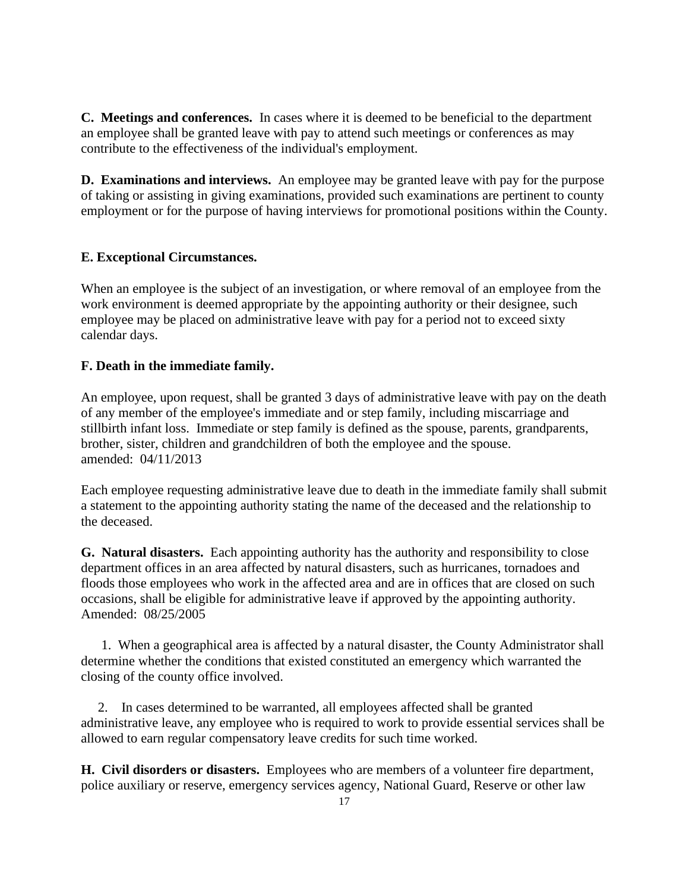**C. Meetings and conferences.** In cases where it is deemed to be beneficial to the department an employee shall be granted leave with pay to attend such meetings or conferences as may contribute to the effectiveness of the individual's employment.

**D. Examinations and interviews.** An employee may be granted leave with pay for the purpose of taking or assisting in giving examinations, provided such examinations are pertinent to county employment or for the purpose of having interviews for promotional positions within the County.

**E. Exceptional Circumstances.**

When an employee is the subject of an investigation, or where removal of an employee from the work environment is deemed appropriate by the appointing authority or their designee, such employee may be placed on administrative leave with pay for a period not to exceed sixty calendar days.

**F. Death in the immediate family.**

An employee, upon request, shall be granted 3 days of administrative leave with pay on the death of any member of the employee's immediate and or step family, including miscarriage and stillbirth infant loss. Immediate or step family is defined as the spouse, parents, grandparents, brother, sister, children and grandchildren of both the employee and the spouse.
amended: 04/11/2013

Each employee requesting administrative leave due to death in the immediate family shall submit a statement to the appointing authority stating the name of the deceased and the relationship to the deceased.

**G. Natural disasters.** Each appointing authority has the authority and responsibility to close department offices in an area affected by natural disasters, such as hurricanes, tornadoes and floods those employees who work in the affected area and are in offices that are closed on such occasions, shall be eligible for administrative leave if approved by the appointing authority.
Amended: 08/25/2005

1. When a geographical area is affected by a natural disaster, the County Administrator shall determine whether the conditions that existed constituted an emergency which warranted the closing of the county office involved.

2. In cases determined to be warranted, all employees affected shall be granted administrative leave, any employee who is required to work to provide essential services shall be allowed to earn regular compensatory leave credits for such time worked.

**H. Civil disorders or disasters.** Employees who are members of a volunteer fire department, police auxiliary or reserve, emergency services agency, National Guard, Reserve or other law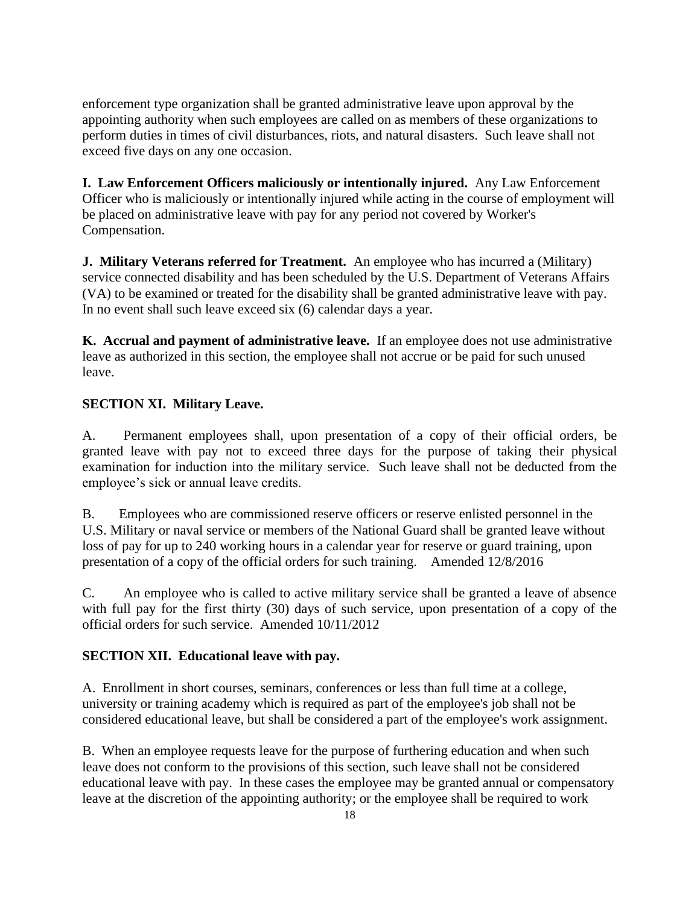enforcement type organization shall be granted administrative leave upon approval by the appointing authority when such employees are called on as members of these organizations to perform duties in times of civil disturbances, riots, and natural disasters. Such leave shall not exceed five days on any one occasion.

**I. Law Enforcement Officers maliciously or intentionally injured.** Any Law Enforcement Officer who is maliciously or intentionally injured while acting in the course of employment will be placed on administrative leave with pay for any period not covered by Worker's Compensation.

**J. Military Veterans referred for Treatment.** An employee who has incurred a (Military) service connected disability and has been scheduled by the U.S. Department of Veterans Affairs (VA) to be examined or treated for the disability shall be granted administrative leave with pay. In no event shall such leave exceed six (6) calendar days a year.

**K. Accrual and payment of administrative leave.** If an employee does not use administrative leave as authorized in this section, the employee shall not accrue or be paid for such unused leave.

**SECTION XI. Military Leave.**

A. Permanent employees shall, upon presentation of a copy of their official orders, be granted leave with pay not to exceed three days for the purpose of taking their physical examination for induction into the military service. Such leave shall not be deducted from the employee's sick or annual leave credits.

B. Employees who are commissioned reserve officers or reserve enlisted personnel in the U.S. Military or naval service or members of the National Guard shall be granted leave without loss of pay for up to 240 working hours in a calendar year for reserve or guard training, upon presentation of a copy of the official orders for such training. Amended 12/8/2016

C. An employee who is called to active military service shall be granted a leave of absence with full pay for the first thirty (30) days of such service, upon presentation of a copy of the official orders for such service. Amended 10/11/2012

**SECTION XII. Educational leave with pay.**

A. Enrollment in short courses, seminars, conferences or less than full time at a college, university or training academy which is required as part of the employee's job shall not be considered educational leave, but shall be considered a part of the employee's work assignment.

B. When an employee requests leave for the purpose of furthering education and when such leave does not conform to the provisions of this section, such leave shall not be considered educational leave with pay. In these cases the employee may be granted annual or compensatory leave at the discretion of the appointing authority; or the employee shall be required to work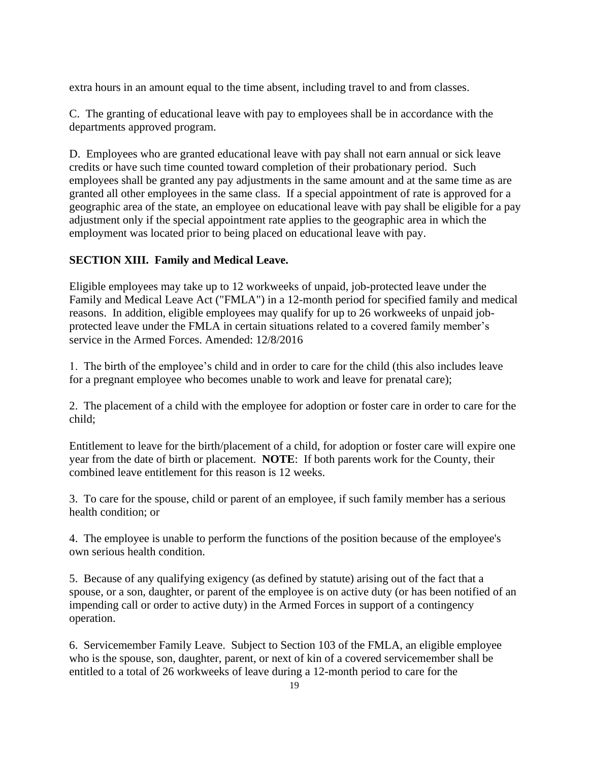extra hours in an amount equal to the time absent, including travel to and from classes.

C. The granting of educational leave with pay to employees shall be in accordance with the departments approved program.

D. Employees who are granted educational leave with pay shall not earn annual or sick leave credits or have such time counted toward completion of their probationary period. Such employees shall be granted any pay adjustments in the same amount and at the same time as are granted all other employees in the same class. If a special appointment of rate is approved for a geographic area of the state, an employee on educational leave with pay shall be eligible for a pay adjustment only if the special appointment rate applies to the geographic area in which the employment was located prior to being placed on educational leave with pay.

**SECTION XIII. Family and Medical Leave.**

Eligible employees may take up to 12 workweeks of unpaid, job-protected leave under the Family and Medical Leave Act ("FMLA") in a 12-month period for specified family and medical reasons. In addition, eligible employees may qualify for up to 26 workweeks of unpaid job-protected leave under the FMLA in certain situations related to a covered family member's service in the Armed Forces. Amended: 12/8/2016

1. The birth of the employee's child and in order to care for the child (this also includes leave for a pregnant employee who becomes unable to work and leave for prenatal care);

2. The placement of a child with the employee for adoption or foster care in order to care for the child;

Entitlement to leave for the birth/placement of a child, for adoption or foster care will expire one year from the date of birth or placement. **NOTE**: If both parents work for the County, their combined leave entitlement for this reason is 12 weeks.

3. To care for the spouse, child or parent of an employee, if such family member has a serious health condition; or

4. The employee is unable to perform the functions of the position because of the employee's own serious health condition.

5. Because of any qualifying exigency (as defined by statute) arising out of the fact that a spouse, or a son, daughter, or parent of the employee is on active duty (or has been notified of an impending call or order to active duty) in the Armed Forces in support of a contingency operation.

6. Servicemember Family Leave. Subject to Section 103 of the FMLA, an eligible employee who is the spouse, son, daughter, parent, or next of kin of a covered servicemember shall be entitled to a total of 26 workweeks of leave during a 12-month period to care for the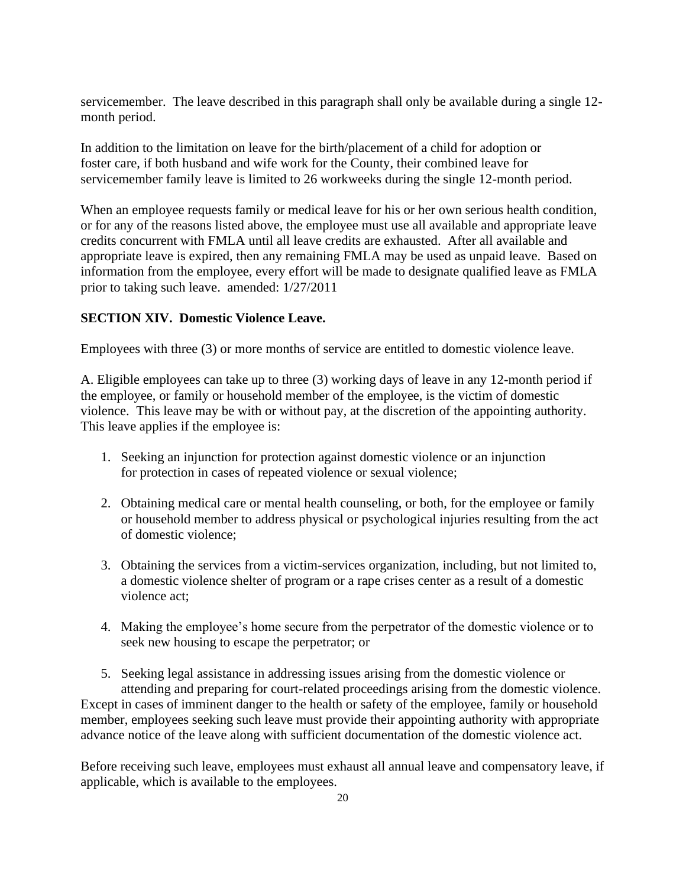servicemember. The leave described in this paragraph shall only be available during a single 12-month period.

In addition to the limitation on leave for the birth/placement of a child for adoption or foster care, if both husband and wife work for the County, their combined leave for servicemember family leave is limited to 26 workweeks during the single 12-month period.

When an employee requests family or medical leave for his or her own serious health condition, or for any of the reasons listed above, the employee must use all available and appropriate leave credits concurrent with FMLA until all leave credits are exhausted. After all available and appropriate leave is expired, then any remaining FMLA may be used as unpaid leave. Based on information from the employee, every effort will be made to designate qualified leave as FMLA prior to taking such leave. amended: 1/27/2011

**SECTION XIV. Domestic Violence Leave.**

Employees with three (3) or more months of service are entitled to domestic violence leave.

A. Eligible employees can take up to three (3) working days of leave in any 12-month period if the employee, or family or household member of the employee, is the victim of domestic violence. This leave may be with or without pay, at the discretion of the appointing authority. This leave applies if the employee is:

1. Seeking an injunction for protection against domestic violence or an injunction for protection in cases of repeated violence or sexual violence;
2. Obtaining medical care or mental health counseling, or both, for the employee or family or household member to address physical or psychological injuries resulting from the act of domestic violence;
3. Obtaining the services from a victim-services organization, including, but not limited to, a domestic violence shelter of program or a rape crises center as a result of a domestic violence act;
4. Making the employee's home secure from the perpetrator of the domestic violence or to seek new housing to escape the perpetrator; or
5. Seeking legal assistance in addressing issues arising from the domestic violence or attending and preparing for court-related proceedings arising from the domestic violence.

Except in cases of imminent danger to the health or safety of the employee, family or household member, employees seeking such leave must provide their appointing authority with appropriate advance notice of the leave along with sufficient documentation of the domestic violence act.

Before receiving such leave, employees must exhaust all annual leave and compensatory leave, if applicable, which is available to the employees.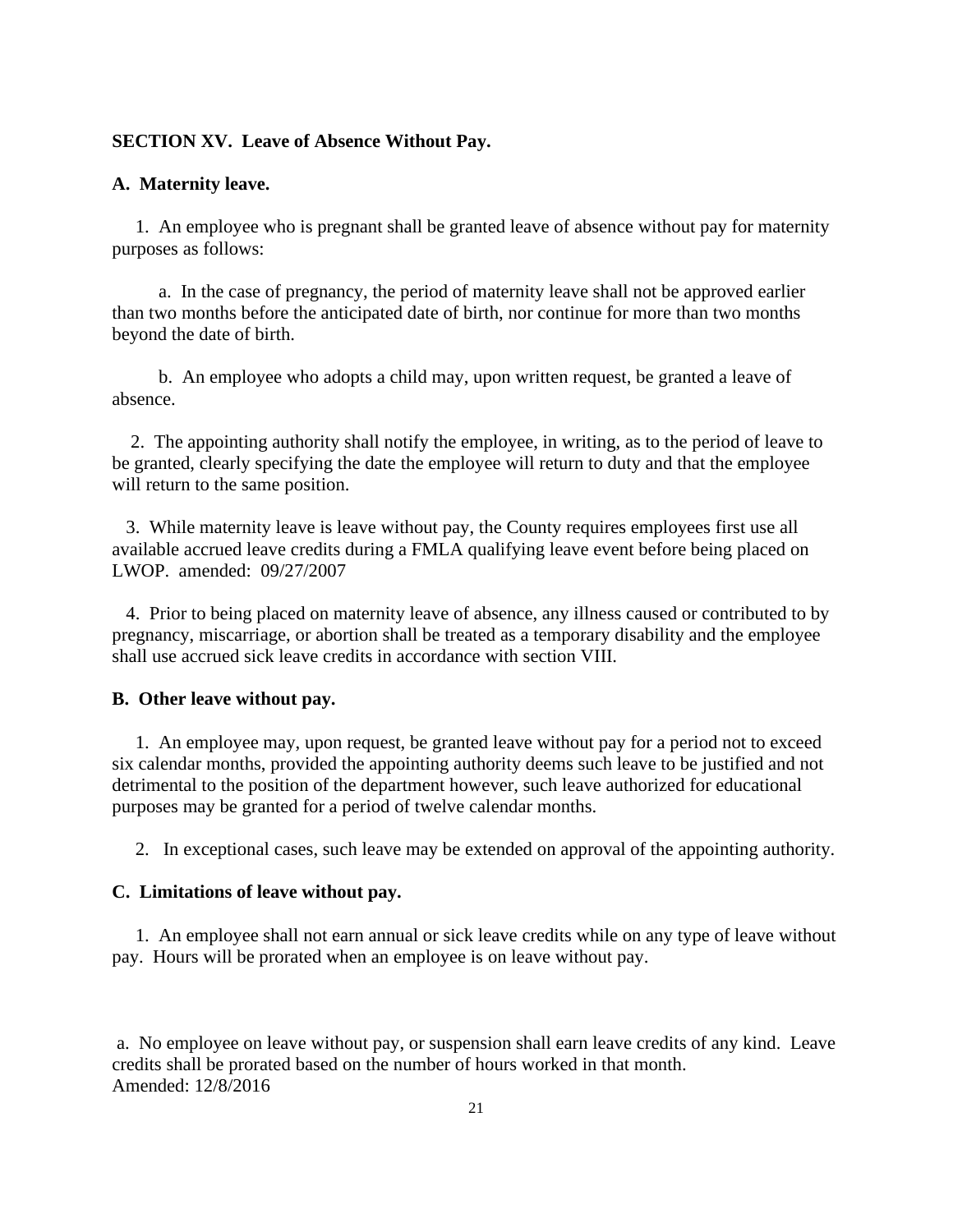**SECTION XV. Leave of Absence Without Pay.**

**A. Maternity leave.**

1. An employee who is pregnant shall be granted leave of absence without pay for maternity purposes as follows:

a. In the case of pregnancy, the period of maternity leave shall not be approved earlier than two months before the anticipated date of birth, nor continue for more than two months beyond the date of birth.

b. An employee who adopts a child may, upon written request, be granted a leave of absence.

2. The appointing authority shall notify the employee, in writing, as to the period of leave to be granted, clearly specifying the date the employee will return to duty and that the employee will return to the same position.

3. While maternity leave is leave without pay, the County requires employees first use all available accrued leave credits during a FMLA qualifying leave event before being placed on LWOP. amended: 09/27/2007

4. Prior to being placed on maternity leave of absence, any illness caused or contributed to by pregnancy, miscarriage, or abortion shall be treated as a temporary disability and the employee shall use accrued sick leave credits in accordance with section VIII.

**B. Other leave without pay.**

1. An employee may, upon request, be granted leave without pay for a period not to exceed six calendar months, provided the appointing authority deems such leave to be justified and not detrimental to the position of the department however, such leave authorized for educational purposes may be granted for a period of twelve calendar months.

2. In exceptional cases, such leave may be extended on approval of the appointing authority.

**C. Limitations of leave without pay.**

1. An employee shall not earn annual or sick leave credits while on any type of leave without pay. Hours will be prorated when an employee is on leave without pay.

a. No employee on leave without pay, or suspension shall earn leave credits of any kind. Leave credits shall be prorated based on the number of hours worked in that month.
Amended: 12/8/2016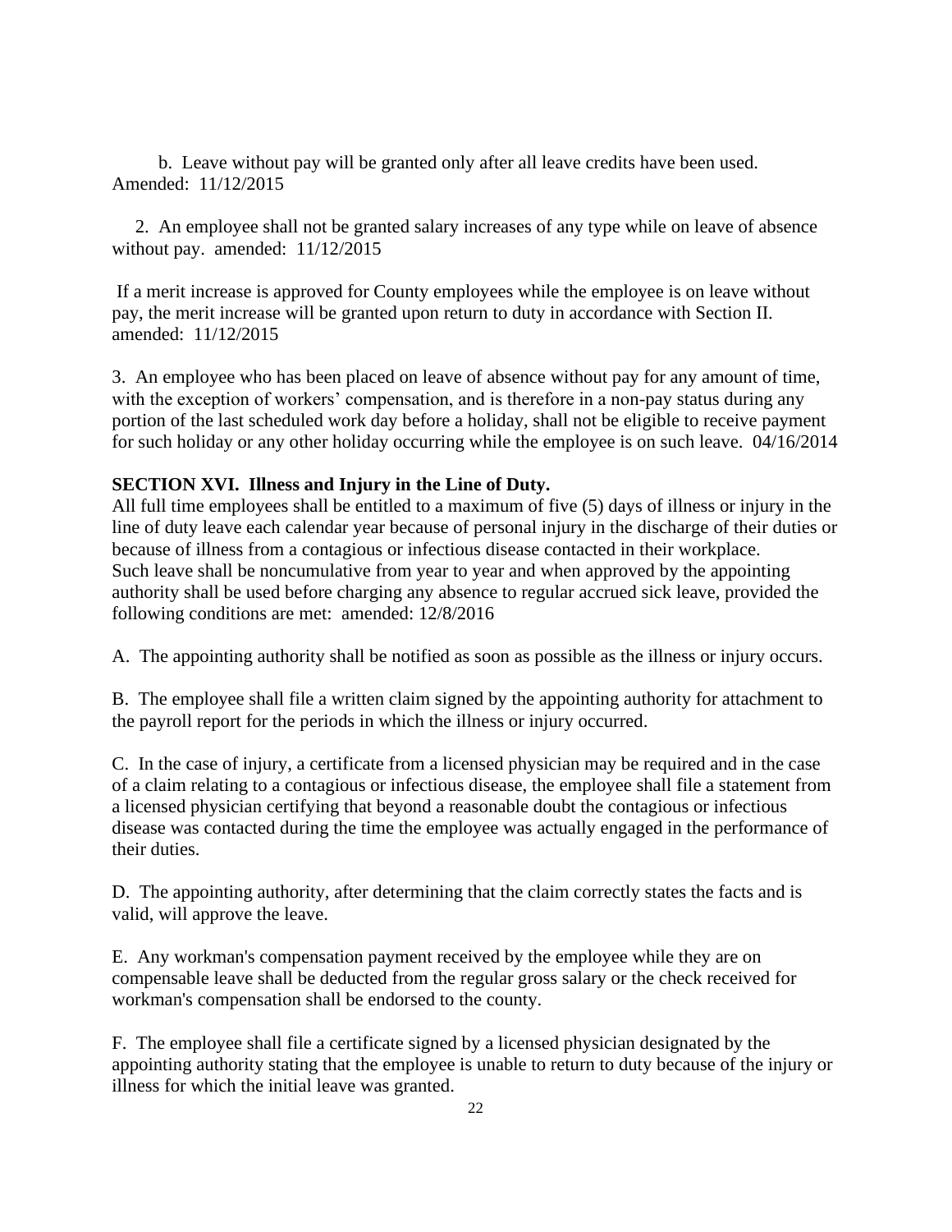b. Leave without pay will be granted only after all leave credits have been used. Amended: 11/12/2015

2. An employee shall not be granted salary increases of any type while on leave of absence without pay. amended: 11/12/2015

If a merit increase is approved for County employees while the employee is on leave without pay, the merit increase will be granted upon return to duty in accordance with Section II. amended: 11/12/2015

3. An employee who has been placed on leave of absence without pay for any amount of time, with the exception of workers' compensation, and is therefore in a non-pay status during any portion of the last scheduled work day before a holiday, shall not be eligible to receive payment for such holiday or any other holiday occurring while the employee is on such leave. 04/16/2014

**SECTION XVI. Illness and Injury in the Line of Duty.**

All full time employees shall be entitled to a maximum of five (5) days of illness or injury in the line of duty leave each calendar year because of personal injury in the discharge of their duties or because of illness from a contagious or infectious disease contacted in their workplace. Such leave shall be noncumulative from year to year and when approved by the appointing authority shall be used before charging any absence to regular accrued sick leave, provided the following conditions are met: amended: 12/8/2016

A. The appointing authority shall be notified as soon as possible as the illness or injury occurs.

B. The employee shall file a written claim signed by the appointing authority for attachment to the payroll report for the periods in which the illness or injury occurred.

C. In the case of injury, a certificate from a licensed physician may be required and in the case of a claim relating to a contagious or infectious disease, the employee shall file a statement from a licensed physician certifying that beyond a reasonable doubt the contagious or infectious disease was contacted during the time the employee was actually engaged in the performance of their duties.

D. The appointing authority, after determining that the claim correctly states the facts and is valid, will approve the leave.

E. Any workman's compensation payment received by the employee while they are on compensable leave shall be deducted from the regular gross salary or the check received for workman's compensation shall be endorsed to the county.

F. The employee shall file a certificate signed by a licensed physician designated by the appointing authority stating that the employee is unable to return to duty because of the injury or illness for which the initial leave was granted.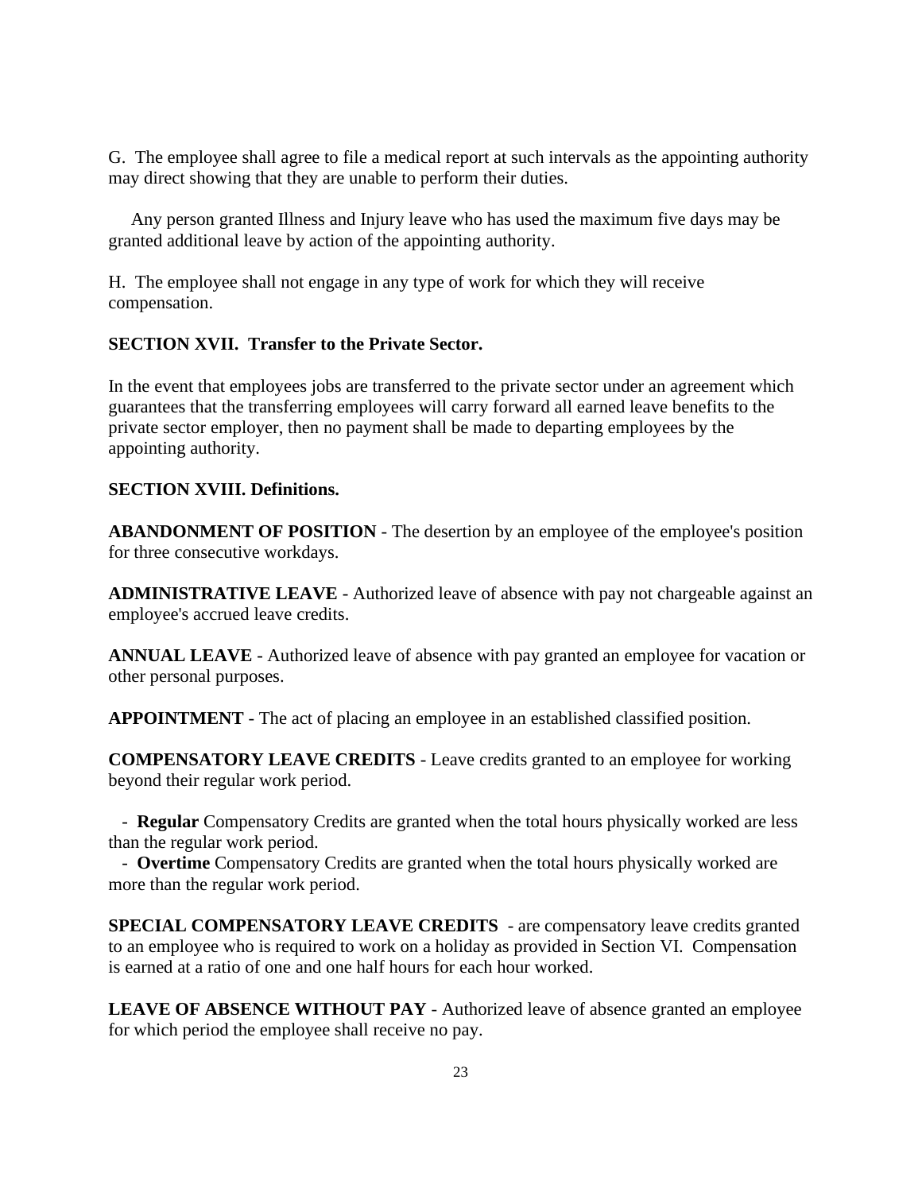G. The employee shall agree to file a medical report at such intervals as the appointing authority may direct showing that they are unable to perform their duties.

Any person granted Illness and Injury leave who has used the maximum five days may be granted additional leave by action of the appointing authority.

H. The employee shall not engage in any type of work for which they will receive compensation.

**SECTION XVII. Transfer to the Private Sector.**

In the event that employees jobs are transferred to the private sector under an agreement which guarantees that the transferring employees will carry forward all earned leave benefits to the private sector employer, then no payment shall be made to departing employees by the appointing authority.

**SECTION XVIII. Definitions.**

**ABANDONMENT OF POSITION** - The desertion by an employee of the employee's position for three consecutive workdays.

**ADMINISTRATIVE LEAVE** - Authorized leave of absence with pay not chargeable against an employee's accrued leave credits.

**ANNUAL LEAVE** - Authorized leave of absence with pay granted an employee for vacation or other personal purposes.

**APPOINTMENT** - The act of placing an employee in an established classified position.

**COMPENSATORY LEAVE CREDITS** - Leave credits granted to an employee for working beyond their regular work period.

- **Regular** Compensatory Credits are granted when the total hours physically worked are less than the regular work period.
- **Overtime** Compensatory Credits are granted when the total hours physically worked are more than the regular work period.

**SPECIAL COMPENSATORY LEAVE CREDITS** - are compensatory leave credits granted to an employee who is required to work on a holiday as provided in Section VI. Compensation is earned at a ratio of one and one half hours for each hour worked.

**LEAVE OF ABSENCE WITHOUT PAY** - Authorized leave of absence granted an employee for which period the employee shall receive no pay.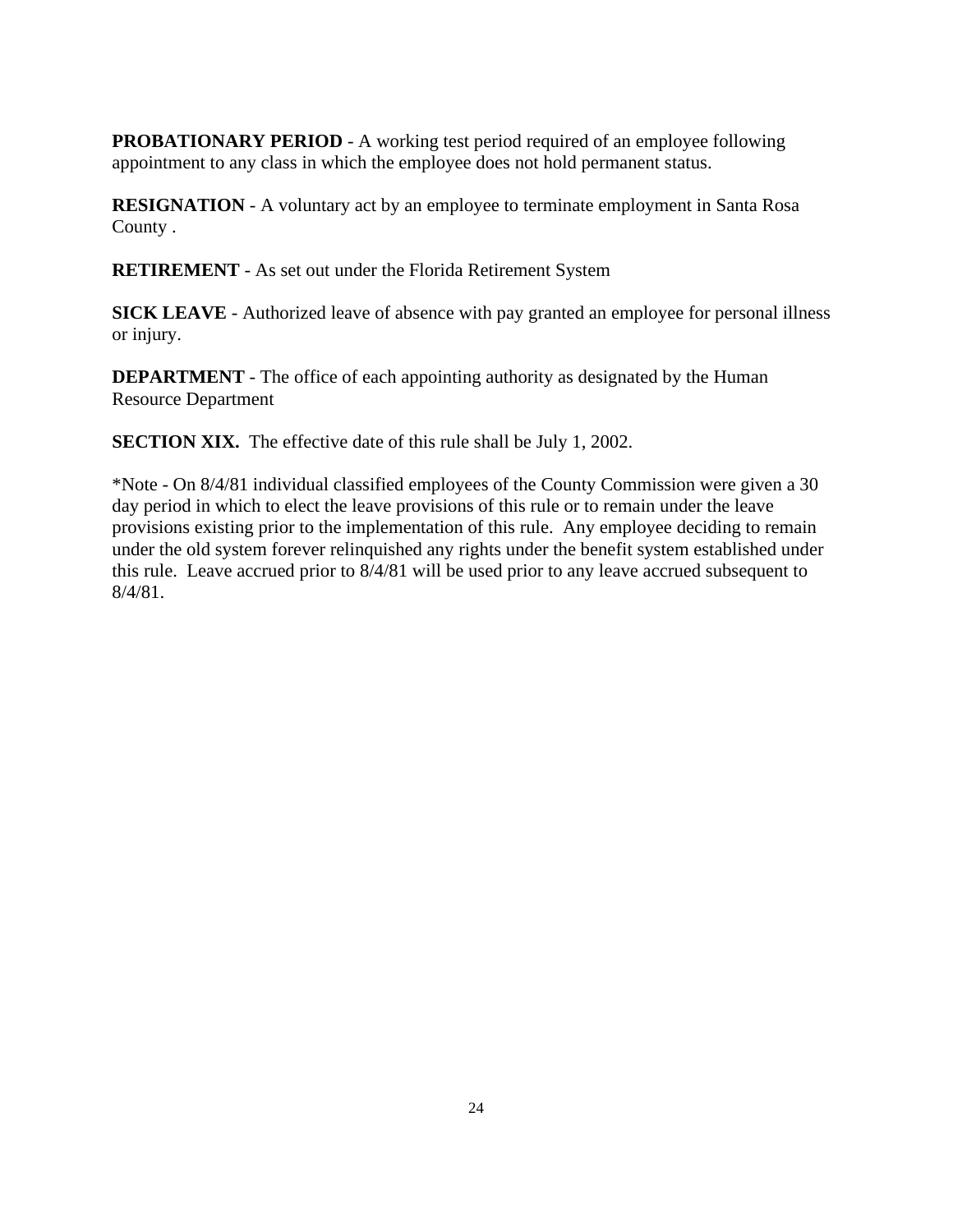**PROBATIONARY PERIOD** - A working test period required of an employee following appointment to any class in which the employee does not hold permanent status.

**RESIGNATION** - A voluntary act by an employee to terminate employment in Santa Rosa County .

**RETIREMENT** - As set out under the Florida Retirement System

**SICK LEAVE** - Authorized leave of absence with pay granted an employee for personal illness or injury.

**DEPARTMENT** - The office of each appointing authority as designated by the Human Resource Department

**SECTION XIX.** The effective date of this rule shall be July 1, 2002.

*Note - On 8/4/81 individual classified employees of the County Commission were given a 30 day period in which to elect the leave provisions of this rule or to remain under the leave provisions existing prior to the implementation of this rule. Any employee deciding to remain under the old system forever relinquished any rights under the benefit system established under this rule. Leave accrued prior to 8/4/81 will be used prior to any leave accrued subsequent to 8/4/81.